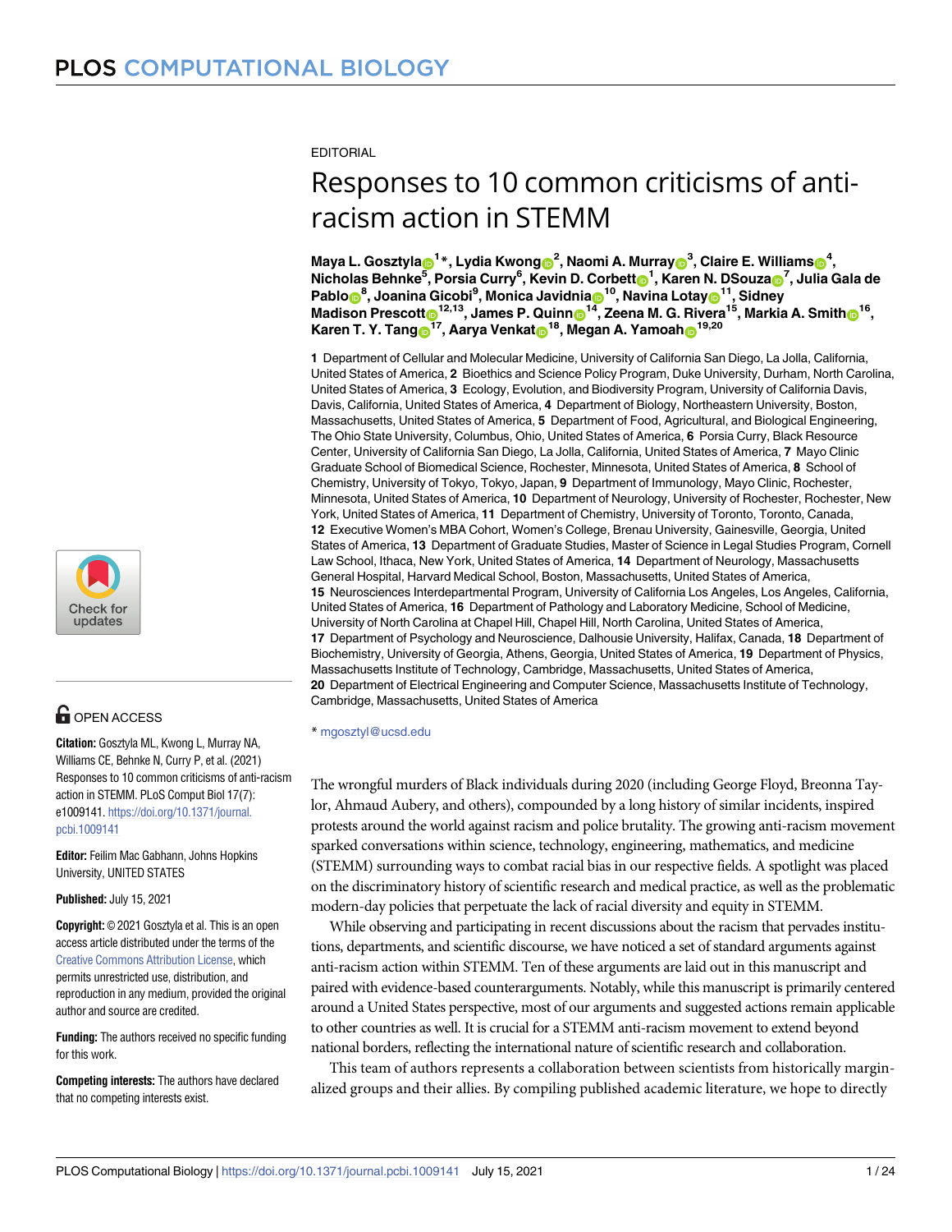EDITORIAL

# Responses to 10 common criticisms of anti-racism action in STEMM

**Maya L. Gosztyla[1]*, Lydia Kwong[2], Naomi A. Murray[3], Claire E. Williams[4], Nicholas Behnke[5], Porsia Curry[6], Kevin D. Corbett[1], Karen N. DSouza[7], Julia Gala de Pablo[8], Joanina Gicobi[9], Monica Javidnia[10], Navina Lotay[11], Sidney Madison Prescott[12,13], James P. Quinn[14], Zeena M. G. Rivera[15], Markia A. Smith[16], Karen T. Y. Tang[17], Aarya Venkat[18], Megan A. Yamoah[19,20]**

**1** Department of Cellular and Molecular Medicine, University of California San Diego, La Jolla, California, United States of America, **2** Bioethics and Science Policy Program, Duke University, Durham, North Carolina, United States of America, **3** Ecology, Evolution, and Biodiversity Program, University of California Davis, Davis, California, United States of America, **4** Department of Biology, Northeastern University, Boston, Massachusetts, United States of America, **5** Department of Food, Agricultural, and Biological Engineering, The Ohio State University, Columbus, Ohio, United States of America, **6** Porsia Curry, Black Resource Center, University of California San Diego, La Jolla, California, United States of America, **7** Mayo Clinic Graduate School of Biomedical Science, Rochester, Minnesota, United States of America, **8** School of Chemistry, University of Tokyo, Tokyo, Japan, **9** Department of Immunology, Mayo Clinic, Rochester, Minnesota, United States of America, **10** Department of Neurology, University of Rochester, Rochester, New York, United States of America, **11** Department of Chemistry, University of Toronto, Toronto, Canada, **12** Executive Women's MBA Cohort, Women's College, Brenau University, Gainesville, Georgia, United States of America, **13** Department of Graduate Studies, Master of Science in Legal Studies Program, Cornell Law School, Ithaca, New York, United States of America, **14** Department of Neurology, Massachusetts General Hospital, Harvard Medical School, Boston, Massachusetts, United States of America, **15** Neurosciences Interdepartmental Program, University of California Los Angeles, Los Angeles, California, United States of America, **16** Department of Pathology and Laboratory Medicine, School of Medicine, University of North Carolina at Chapel Hill, Chapel Hill, North Carolina, United States of America, **17** Department of Psychology and Neuroscience, Dalhousie University, Halifax, Canada, **18** Department of Biochemistry, University of Georgia, Athens, Georgia, United States of America, **19** Department of Physics, Massachusetts Institute of Technology, Cambridge, Massachusetts, United States of America, **20** Department of Electrical Engineering and Computer Science, Massachusetts Institute of Technology, Cambridge, Massachusetts, United States of America

* mgosztyl@ucsd.edu

OPEN ACCESS

**Citation:** Gosztyla ML, Kwong L, Murray NA, Williams CE, Behnke N, Curry P, et al. (2021) Responses to 10 common criticisms of anti-racism action in STEMM. PLoS Comput Biol 17(7): e1009141. https://doi.org/10.1371/journal.pcbi.1009141

**Editor:** Feilim Mac Gabhann, Johns Hopkins University, UNITED STATES

**Published:** July 15, 2021

**Copyright:** © 2021 Gosztyla et al. This is an open access article distributed under the terms of the Creative Commons Attribution License, which permits unrestricted use, distribution, and reproduction in any medium, provided the original author and source are credited.

**Funding:** The authors received no specific funding for this work.

**Competing interests:** The authors have declared that no competing interests exist.

The wrongful murders of Black individuals during 2020 (including George Floyd, Breonna Taylor, Ahmaud Aubery, and others), compounded by a long history of similar incidents, inspired protests around the world against racism and police brutality. The growing anti-racism movement sparked conversations within science, technology, engineering, mathematics, and medicine (STEMM) surrounding ways to combat racial bias in our respective fields. A spotlight was placed on the discriminatory history of scientific research and medical practice, as well as the problematic modern-day policies that perpetuate the lack of racial diversity and equity in STEMM.

While observing and participating in recent discussions about the racism that pervades institutions, departments, and scientific discourse, we have noticed a set of standard arguments against anti-racism action within STEMM. Ten of these arguments are laid out in this manuscript and paired with evidence-based counterarguments. Notably, while this manuscript is primarily centered around a United States perspective, most of our arguments and suggested actions remain applicable to other countries as well. It is crucial for a STEMM anti-racism movement to extend beyond national borders, reflecting the international nature of scientific research and collaboration.

This team of authors represents a collaboration between scientists from historically marginalized groups and their allies. By compiling published academic literature, we hope to directly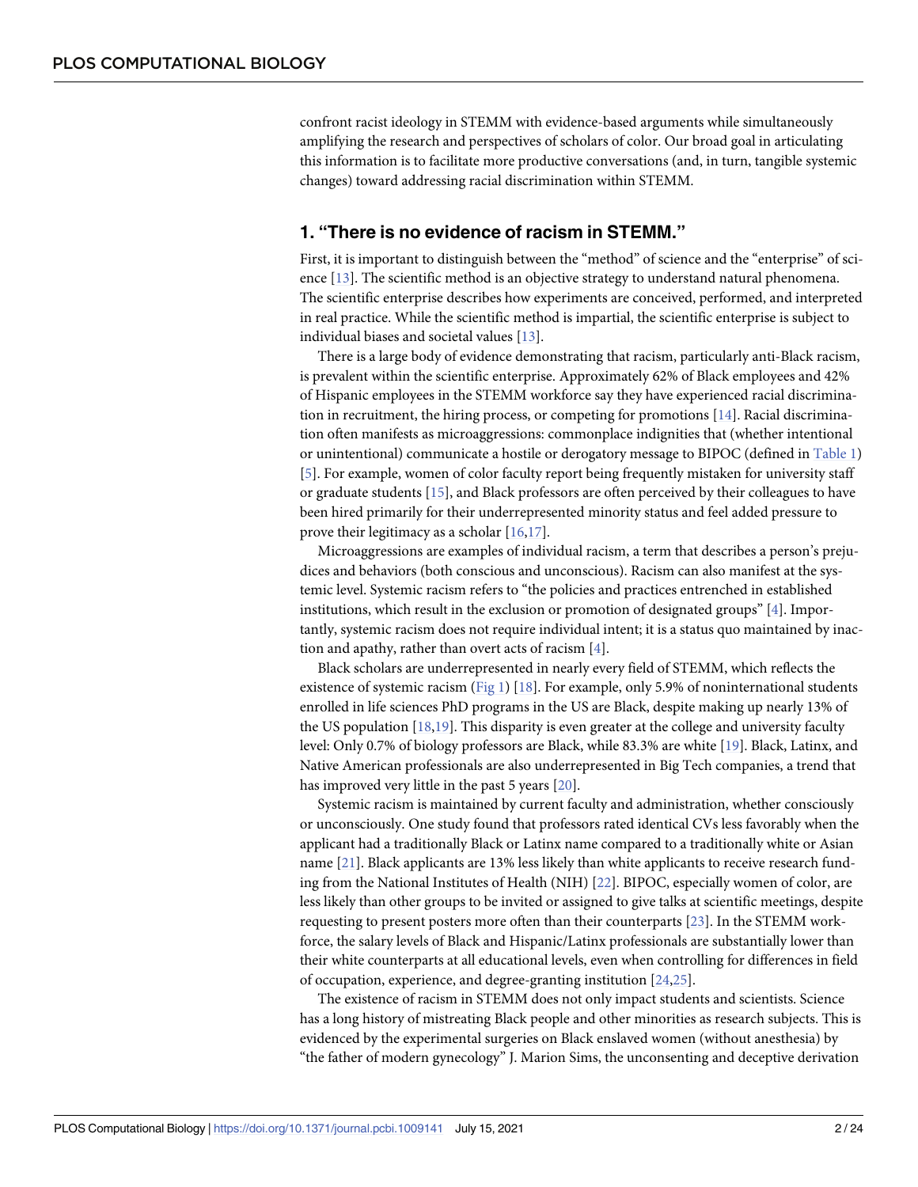confront racist ideology in STEMM with evidence-based arguments while simultaneously amplifying the research and perspectives of scholars of color. Our broad goal in articulating this information is to facilitate more productive conversations (and, in turn, tangible systemic changes) toward addressing racial discrimination within STEMM.

## 1. "There is no evidence of racism in STEMM."

First, it is important to distinguish between the "method" of science and the "enterprise" of science [13]. The scientific method is an objective strategy to understand natural phenomena. The scientific enterprise describes how experiments are conceived, performed, and interpreted in real practice. While the scientific method is impartial, the scientific enterprise is subject to individual biases and societal values [13].

There is a large body of evidence demonstrating that racism, particularly anti-Black racism, is prevalent within the scientific enterprise. Approximately 62% of Black employees and 42% of Hispanic employees in the STEMM workforce say they have experienced racial discrimination in recruitment, the hiring process, or competing for promotions [14]. Racial discrimination often manifests as microaggressions: commonplace indignities that (whether intentional or unintentional) communicate a hostile or derogatory message to BIPOC (defined in Table 1) [5]. For example, women of color faculty report being frequently mistaken for university staff or graduate students [15], and Black professors are often perceived by their colleagues to have been hired primarily for their underrepresented minority status and feel added pressure to prove their legitimacy as a scholar [16,17].

Microaggressions are examples of individual racism, a term that describes a person's prejudices and behaviors (both conscious and unconscious). Racism can also manifest at the systemic level. Systemic racism refers to "the policies and practices entrenched in established institutions, which result in the exclusion or promotion of designated groups" [4]. Importantly, systemic racism does not require individual intent; it is a status quo maintained by inaction and apathy, rather than overt acts of racism [4].

Black scholars are underrepresented in nearly every field of STEMM, which reflects the existence of systemic racism (Fig 1) [18]. For example, only 5.9% of noninternational students enrolled in life sciences PhD programs in the US are Black, despite making up nearly 13% of the US population [18,19]. This disparity is even greater at the college and university faculty level: Only 0.7% of biology professors are Black, while 83.3% are white [19]. Black, Latinx, and Native American professionals are also underrepresented in Big Tech companies, a trend that has improved very little in the past 5 years [20].

Systemic racism is maintained by current faculty and administration, whether consciously or unconsciously. One study found that professors rated identical CVs less favorably when the applicant had a traditionally Black or Latinx name compared to a traditionally white or Asian name [21]. Black applicants are 13% less likely than white applicants to receive research funding from the National Institutes of Health (NIH) [22]. BIPOC, especially women of color, are less likely than other groups to be invited or assigned to give talks at scientific meetings, despite requesting to present posters more often than their counterparts [23]. In the STEMM workforce, the salary levels of Black and Hispanic/Latinx professionals are substantially lower than their white counterparts at all educational levels, even when controlling for differences in field of occupation, experience, and degree-granting institution [24,25].

The existence of racism in STEMM does not only impact students and scientists. Science has a long history of mistreating Black people and other minorities as research subjects. This is evidenced by the experimental surgeries on Black enslaved women (without anesthesia) by "the father of modern gynecology" J. Marion Sims, the unconsenting and deceptive derivation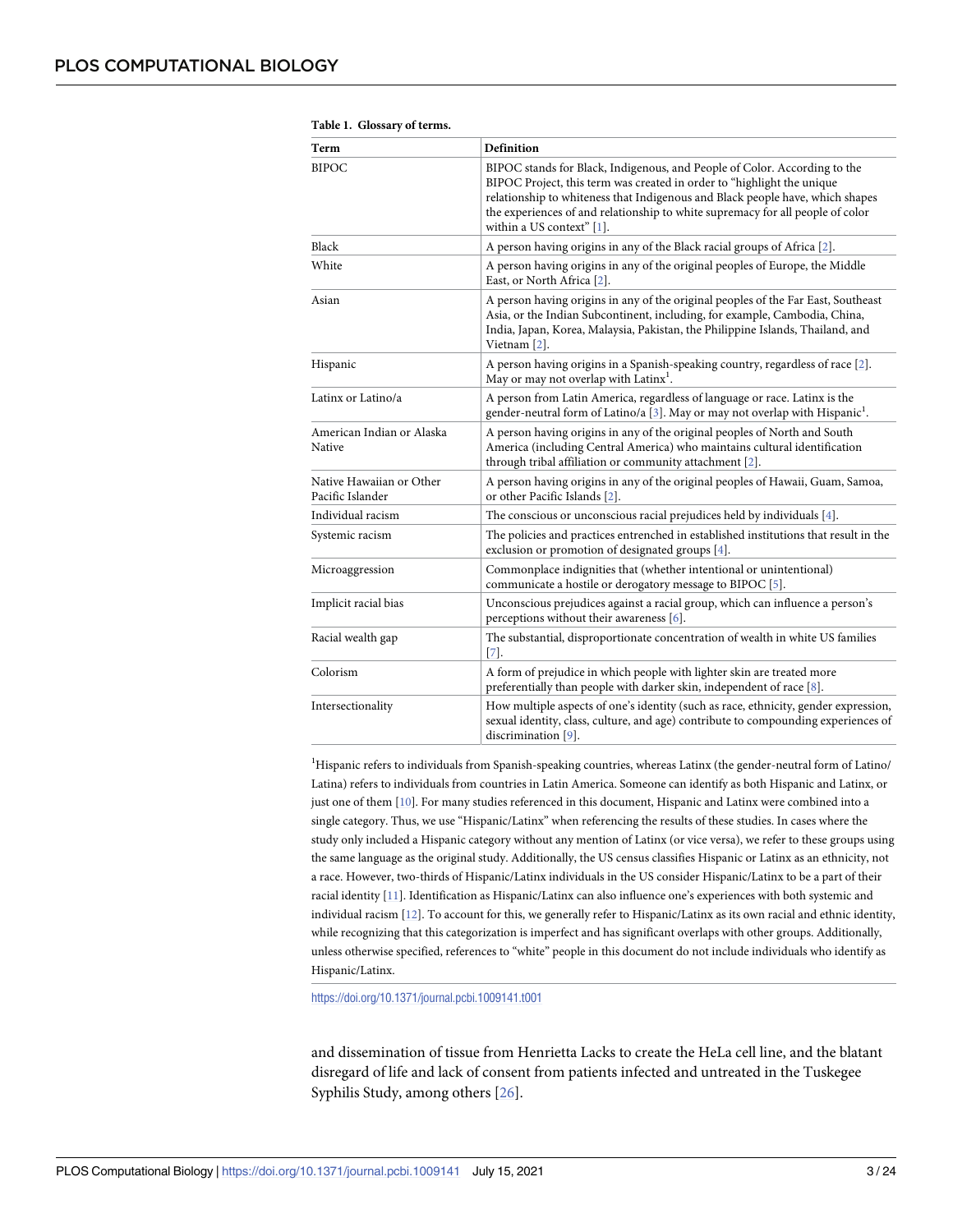**Table 1. Glossary of terms.**

| Term | Definition |
| --- | --- |
| BIPOC | BIPOC stands for Black, Indigenous, and People of Color. According to the BIPOC Project, this term was created in order to "highlight the unique relationship to whiteness that Indigenous and Black people have, which shapes the experiences of and relationship to white supremacy for all people of color within a US context" [1]. |
| Black | A person having origins in any of the Black racial groups of Africa [2]. |
| White | A person having origins in any of the original peoples of Europe, the Middle East, or North Africa [2]. |
| Asian | A person having origins in any of the original peoples of the Far East, Southeast Asia, or the Indian Subcontinent, including, for example, Cambodia, China, India, Japan, Korea, Malaysia, Pakistan, the Philippine Islands, Thailand, and Vietnam [2]. |
| Hispanic | A person having origins in a Spanish-speaking country, regardless of race [2]. May or may not overlap with Latinx[1]. |
| Latinx or Latino/a | A person from Latin America, regardless of language or race. Latinx is the gender-neutral form of Latino/a [3]. May or may not overlap with Hispanic[1]. |
| American Indian or Alaska Native | A person having origins in any of the original peoples of North and South America (including Central America) who maintains cultural identification through tribal affiliation or community attachment [2]. |
| Native Hawaiian or Other Pacific Islander | A person having origins in any of the original peoples of Hawaii, Guam, Samoa, or other Pacific Islands [2]. |
| Individual racism | The conscious or unconscious racial prejudices held by individuals [4]. |
| Systemic racism | The policies and practices entrenched in established institutions that result in the exclusion or promotion of designated groups [4]. |
| Microaggression | Commonplace indignities that (whether intentional or unintentional) communicate a hostile or derogatory message to BIPOC [5]. |
| Implicit racial bias | Unconscious prejudices against a racial group, which can influence a person's perceptions without their awareness [6]. |
| Racial wealth gap | The substantial, disproportionate concentration of wealth in white US families [7]. |
| Colorism | A form of prejudice in which people with lighter skin are treated more preferentially than people with darker skin, independent of race [8]. |
| Intersectionality | How multiple aspects of one's identity (such as race, ethnicity, gender expression, sexual identity, class, culture, and age) contribute to compounding experiences of discrimination [9]. |

[1]Hispanic refers to individuals from Spanish-speaking countries, whereas Latinx (the gender-neutral form of Latino/Latina) refers to individuals from countries in Latin America. Someone can identify as both Hispanic and Latinx, or just one of them [10]. For many studies referenced in this document, Hispanic and Latinx were combined into a single category. Thus, we use "Hispanic/Latinx" when referencing the results of these studies. In cases where the study only included a Hispanic category without any mention of Latinx (or vice versa), we refer to these groups using the same language as the original study. Additionally, the US census classifies Hispanic or Latinx as an ethnicity, not a race. However, two-thirds of Hispanic/Latinx individuals in the US consider Hispanic/Latinx to be a part of their racial identity [11]. Identification as Hispanic/Latinx can also influence one's experiences with both systemic and individual racism [12]. To account for this, we generally refer to Hispanic/Latinx as its own racial and ethnic identity, while recognizing that this categorization is imperfect and has significant overlaps with other groups. Additionally, unless otherwise specified, references to "white" people in this document do not include individuals who identify as Hispanic/Latinx.

https://doi.org/10.1371/journal.pcbi.1009141.t001

and dissemination of tissue from Henrietta Lacks to create the HeLa cell line, and the blatant disregard of life and lack of consent from patients infected and untreated in the Tuskegee Syphilis Study, among others [26].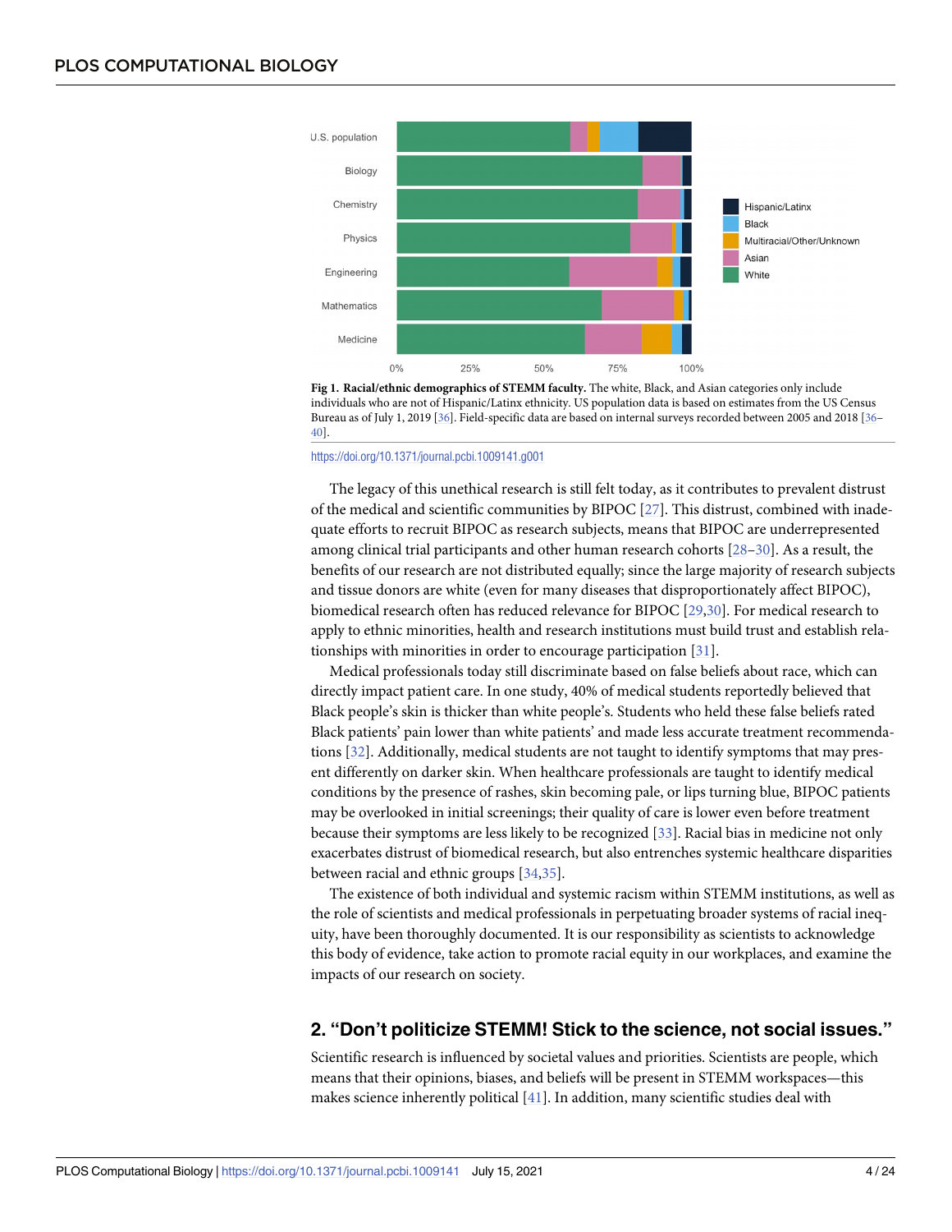**Fig 1. Racial/ethnic demographics of STEMM faculty.** The white, Black, and Asian categories only include individuals who are not of Hispanic/Latinx ethnicity. US population data is based on estimates from the US Census Bureau as of July 1, 2019 [36]. Field-specific data are based on internal surveys recorded between 2005 and 2018 [36–40].

https://doi.org/10.1371/journal.pcbi.1009141.g001

The legacy of this unethical research is still felt today, as it contributes to prevalent distrust of the medical and scientific communities by BIPOC [27]. This distrust, combined with inadequate efforts to recruit BIPOC as research subjects, means that BIPOC are underrepresented among clinical trial participants and other human research cohorts [28–30]. As a result, the benefits of our research are not distributed equally; since the large majority of research subjects and tissue donors are white (even for many diseases that disproportionately affect BIPOC), biomedical research often has reduced relevance for BIPOC [29,30]. For medical research to apply to ethnic minorities, health and research institutions must build trust and establish relationships with minorities in order to encourage participation [31].

Medical professionals today still discriminate based on false beliefs about race, which can directly impact patient care. In one study, 40% of medical students reportedly believed that Black people's skin is thicker than white people's. Students who held these false beliefs rated Black patients' pain lower than white patients' and made less accurate treatment recommendations [32]. Additionally, medical students are not taught to identify symptoms that may present differently on darker skin. When healthcare professionals are taught to identify medical conditions by the presence of rashes, skin becoming pale, or lips turning blue, BIPOC patients may be overlooked in initial screenings; their quality of care is lower even before treatment because their symptoms are less likely to be recognized [33]. Racial bias in medicine not only exacerbates distrust of biomedical research, but also entrenches systemic healthcare disparities between racial and ethnic groups [34,35].

The existence of both individual and systemic racism within STEMM institutions, as well as the role of scientists and medical professionals in perpetuating broader systems of racial inequity, have been thoroughly documented. It is our responsibility as scientists to acknowledge this body of evidence, take action to promote racial equity in our workplaces, and examine the impacts of our research on society.

## 2. "Don't politicize STEMM! Stick to the science, not social issues."

Scientific research is influenced by societal values and priorities. Scientists are people, which means that their opinions, biases, and beliefs will be present in STEMM workspaces—this makes science inherently political [41]. In addition, many scientific studies deal with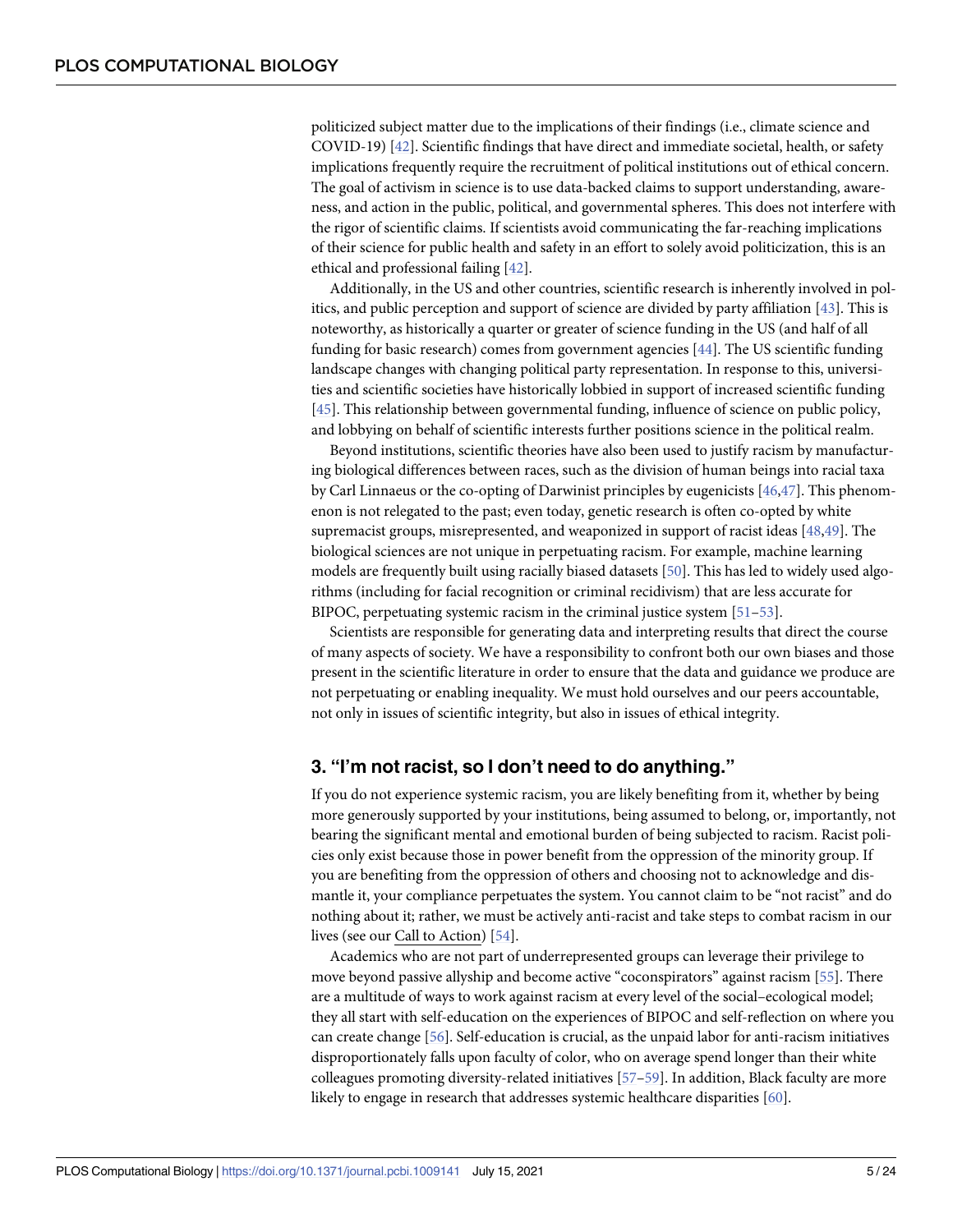politicized subject matter due to the implications of their findings (i.e., climate science and COVID-19) [42]. Scientific findings that have direct and immediate societal, health, or safety implications frequently require the recruitment of political institutions out of ethical concern. The goal of activism in science is to use data-backed claims to support understanding, awareness, and action in the public, political, and governmental spheres. This does not interfere with the rigor of scientific claims. If scientists avoid communicating the far-reaching implications of their science for public health and safety in an effort to solely avoid politicization, this is an ethical and professional failing [42].

Additionally, in the US and other countries, scientific research is inherently involved in politics, and public perception and support of science are divided by party affiliation [43]. This is noteworthy, as historically a quarter or greater of science funding in the US (and half of all funding for basic research) comes from government agencies [44]. The US scientific funding landscape changes with changing political party representation. In response to this, universities and scientific societies have historically lobbied in support of increased scientific funding [45]. This relationship between governmental funding, influence of science on public policy, and lobbying on behalf of scientific interests further positions science in the political realm.

Beyond institutions, scientific theories have also been used to justify racism by manufacturing biological differences between races, such as the division of human beings into racial taxa by Carl Linnaeus or the co-opting of Darwinist principles by eugenicists [46,47]. This phenomenon is not relegated to the past; even today, genetic research is often co-opted by white supremacist groups, misrepresented, and weaponized in support of racist ideas [48,49]. The biological sciences are not unique in perpetuating racism. For example, machine learning models are frequently built using racially biased datasets [50]. This has led to widely used algorithms (including for facial recognition or criminal recidivism) that are less accurate for BIPOC, perpetuating systemic racism in the criminal justice system [51–53].

Scientists are responsible for generating data and interpreting results that direct the course of many aspects of society. We have a responsibility to confront both our own biases and those present in the scientific literature in order to ensure that the data and guidance we produce are not perpetuating or enabling inequality. We must hold ourselves and our peers accountable, not only in issues of scientific integrity, but also in issues of ethical integrity.

## 3. "I'm not racist, so I don't need to do anything."

If you do not experience systemic racism, you are likely benefiting from it, whether by being more generously supported by your institutions, being assumed to belong, or, importantly, not bearing the significant mental and emotional burden of being subjected to racism. Racist policies only exist because those in power benefit from the oppression of the minority group. If you are benefiting from the oppression of others and choosing not to acknowledge and dismantle it, your compliance perpetuates the system. You cannot claim to be "not racist" and do nothing about it; rather, we must be actively anti-racist and take steps to combat racism in our lives (see our Call to Action) [54].

Academics who are not part of underrepresented groups can leverage their privilege to move beyond passive allyship and become active "coconspirators" against racism [55]. There are a multitude of ways to work against racism at every level of the social–ecological model; they all start with self-education on the experiences of BIPOC and self-reflection on where you can create change [56]. Self-education is crucial, as the unpaid labor for anti-racism initiatives disproportionately falls upon faculty of color, who on average spend longer than their white colleagues promoting diversity-related initiatives [57–59]. In addition, Black faculty are more likely to engage in research that addresses systemic healthcare disparities [60].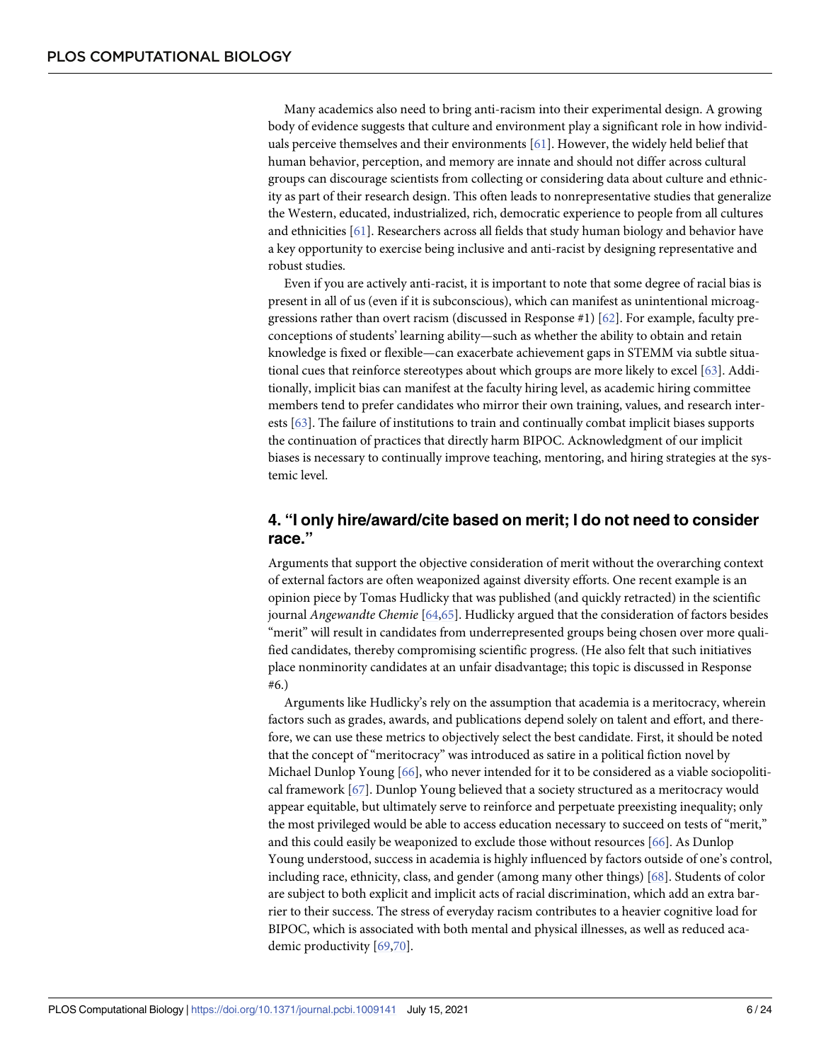Many academics also need to bring anti-racism into their experimental design. A growing body of evidence suggests that culture and environment play a significant role in how individuals perceive themselves and their environments [61]. However, the widely held belief that human behavior, perception, and memory are innate and should not differ across cultural groups can discourage scientists from collecting or considering data about culture and ethnicity as part of their research design. This often leads to nonrepresentative studies that generalize the Western, educated, industrialized, rich, democratic experience to people from all cultures and ethnicities [61]. Researchers across all fields that study human biology and behavior have a key opportunity to exercise being inclusive and anti-racist by designing representative and robust studies.

Even if you are actively anti-racist, it is important to note that some degree of racial bias is present in all of us (even if it is subconscious), which can manifest as unintentional microaggressions rather than overt racism (discussed in Response #1) [62]. For example, faculty preconceptions of students' learning ability—such as whether the ability to obtain and retain knowledge is fixed or flexible—can exacerbate achievement gaps in STEMM via subtle situational cues that reinforce stereotypes about which groups are more likely to excel [63]. Additionally, implicit bias can manifest at the faculty hiring level, as academic hiring committee members tend to prefer candidates who mirror their own training, values, and research interests [63]. The failure of institutions to train and continually combat implicit biases supports the continuation of practices that directly harm BIPOC. Acknowledgment of our implicit biases is necessary to continually improve teaching, mentoring, and hiring strategies at the systemic level.

## 4. "I only hire/award/cite based on merit; I do not need to consider race."

Arguments that support the objective consideration of merit without the overarching context of external factors are often weaponized against diversity efforts. One recent example is an opinion piece by Tomas Hudlicky that was published (and quickly retracted) in the scientific journal *Angewandte Chemie* [64,65]. Hudlicky argued that the consideration of factors besides "merit" will result in candidates from underrepresented groups being chosen over more qualified candidates, thereby compromising scientific progress. (He also felt that such initiatives place nonminority candidates at an unfair disadvantage; this topic is discussed in Response #6.)

Arguments like Hudlicky's rely on the assumption that academia is a meritocracy, wherein factors such as grades, awards, and publications depend solely on talent and effort, and therefore, we can use these metrics to objectively select the best candidate. First, it should be noted that the concept of "meritocracy" was introduced as satire in a political fiction novel by Michael Dunlop Young [66], who never intended for it to be considered as a viable sociopolitical framework [67]. Dunlop Young believed that a society structured as a meritocracy would appear equitable, but ultimately serve to reinforce and perpetuate preexisting inequality; only the most privileged would be able to access education necessary to succeed on tests of "merit," and this could easily be weaponized to exclude those without resources [66]. As Dunlop Young understood, success in academia is highly influenced by factors outside of one's control, including race, ethnicity, class, and gender (among many other things) [68]. Students of color are subject to both explicit and implicit acts of racial discrimination, which add an extra barrier to their success. The stress of everyday racism contributes to a heavier cognitive load for BIPOC, which is associated with both mental and physical illnesses, as well as reduced academic productivity [69,70].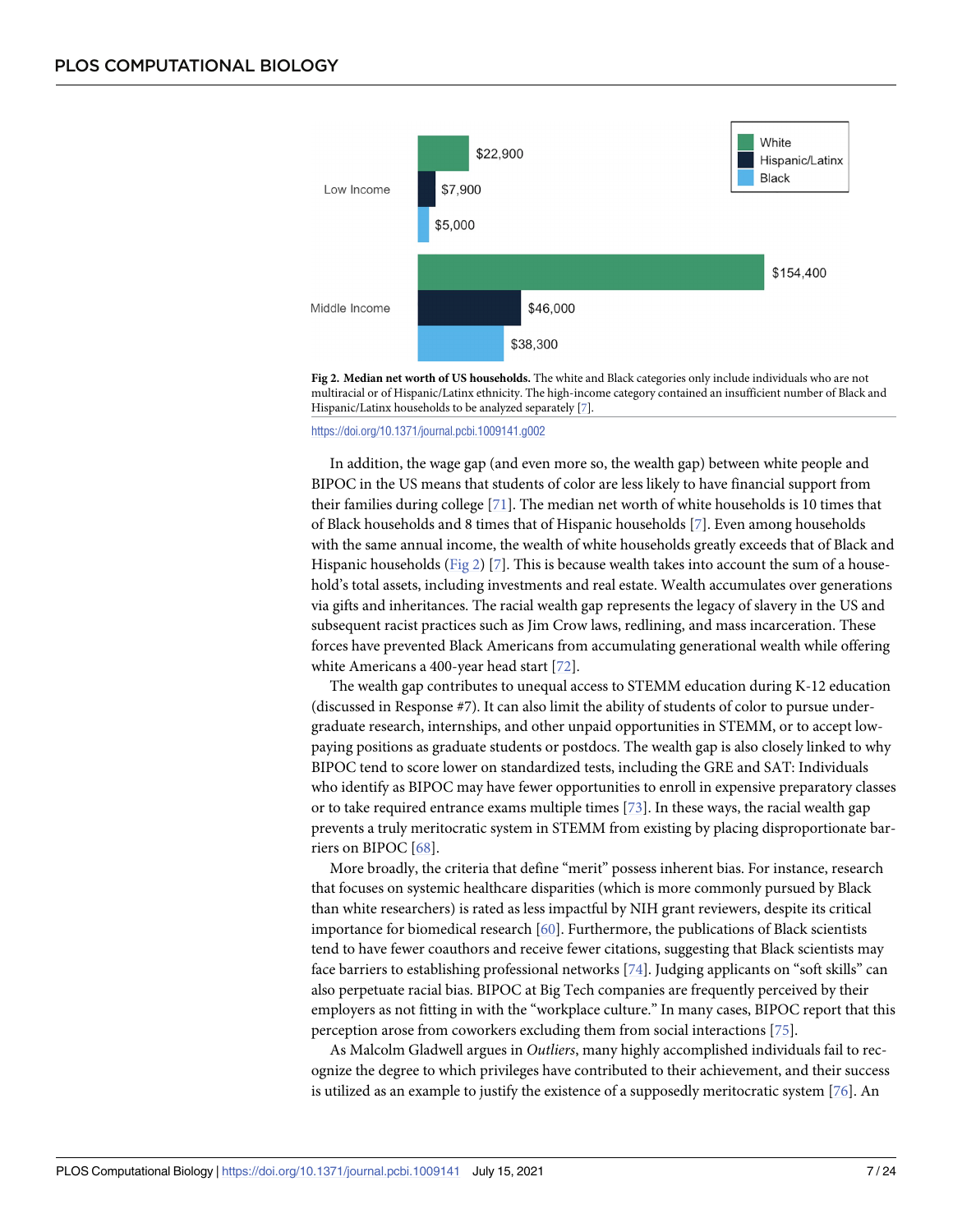**Fig 2. Median net worth of US households.** The white and Black categories only include individuals who are not multiracial or of Hispanic/Latinx ethnicity. The high-income category contained an insufficient number of Black and Hispanic/Latinx households to be analyzed separately [7].

https://doi.org/10.1371/journal.pcbi.1009141.g002

In addition, the wage gap (and even more so, the wealth gap) between white people and BIPOC in the US means that students of color are less likely to have financial support from their families during college [71]. The median net worth of white households is 10 times that of Black households and 8 times that of Hispanic households [7]. Even among households with the same annual income, the wealth of white households greatly exceeds that of Black and Hispanic households (Fig 2) [7]. This is because wealth takes into account the sum of a household's total assets, including investments and real estate. Wealth accumulates over generations via gifts and inheritances. The racial wealth gap represents the legacy of slavery in the US and subsequent racist practices such as Jim Crow laws, redlining, and mass incarceration. These forces have prevented Black Americans from accumulating generational wealth while offering white Americans a 400-year head start [72].

The wealth gap contributes to unequal access to STEMM education during K-12 education (discussed in Response #7). It can also limit the ability of students of color to pursue undergraduate research, internships, and other unpaid opportunities in STEMM, or to accept low-paying positions as graduate students or postdocs. The wealth gap is also closely linked to why BIPOC tend to score lower on standardized tests, including the GRE and SAT: Individuals who identify as BIPOC may have fewer opportunities to enroll in expensive preparatory classes or to take required entrance exams multiple times [73]. In these ways, the racial wealth gap prevents a truly meritocratic system in STEMM from existing by placing disproportionate barriers on BIPOC [68].

More broadly, the criteria that define "merit" possess inherent bias. For instance, research that focuses on systemic healthcare disparities (which is more commonly pursued by Black than white researchers) is rated as less impactful by NIH grant reviewers, despite its critical importance for biomedical research [60]. Furthermore, the publications of Black scientists tend to have fewer coauthors and receive fewer citations, suggesting that Black scientists may face barriers to establishing professional networks [74]. Judging applicants on "soft skills" can also perpetuate racial bias. BIPOC at Big Tech companies are frequently perceived by their employers as not fitting in with the "workplace culture." In many cases, BIPOC report that this perception arose from coworkers excluding them from social interactions [75].

As Malcolm Gladwell argues in *Outliers*, many highly accomplished individuals fail to recognize the degree to which privileges have contributed to their achievement, and their success is utilized as an example to justify the existence of a supposedly meritocratic system [76]. An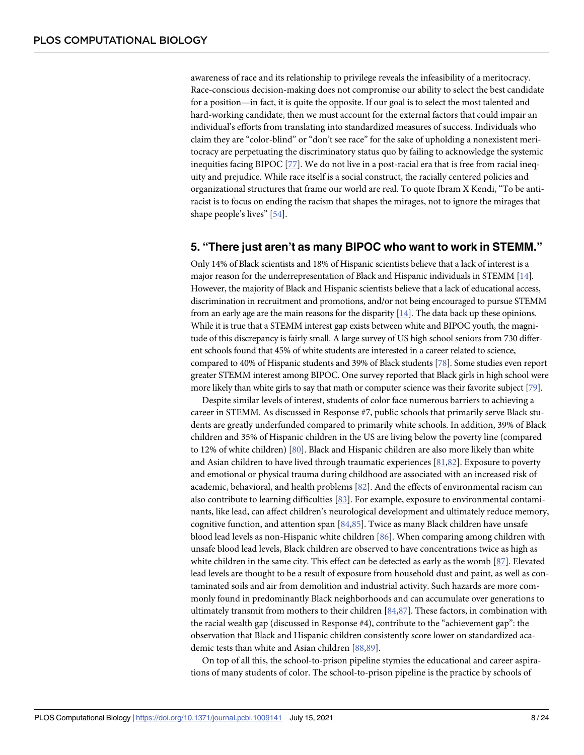awareness of race and its relationship to privilege reveals the infeasibility of a meritocracy. Race-conscious decision-making does not compromise our ability to select the best candidate for a position—in fact, it is quite the opposite. If our goal is to select the most talented and hard-working candidate, then we must account for the external factors that could impair an individual's efforts from translating into standardized measures of success. Individuals who claim they are "color-blind" or "don't see race" for the sake of upholding a nonexistent meritocracy are perpetuating the discriminatory status quo by failing to acknowledge the systemic inequities facing BIPOC [77]. We do not live in a post-racial era that is free from racial inequity and prejudice. While race itself is a social construct, the racially centered policies and organizational structures that frame our world are real. To quote Ibram X Kendi, "To be antiracist is to focus on ending the racism that shapes the mirages, not to ignore the mirages that shape people's lives" [54].

## 5. "There just aren't as many BIPOC who want to work in STEMM."

Only 14% of Black scientists and 18% of Hispanic scientists believe that a lack of interest is a major reason for the underrepresentation of Black and Hispanic individuals in STEMM [14]. However, the majority of Black and Hispanic scientists believe that a lack of educational access, discrimination in recruitment and promotions, and/or not being encouraged to pursue STEMM from an early age are the main reasons for the disparity [14]. The data back up these opinions. While it is true that a STEMM interest gap exists between white and BIPOC youth, the magnitude of this discrepancy is fairly small. A large survey of US high school seniors from 730 different schools found that 45% of white students are interested in a career related to science, compared to 40% of Hispanic students and 39% of Black students [78]. Some studies even report greater STEMM interest among BIPOC. One survey reported that Black girls in high school were more likely than white girls to say that math or computer science was their favorite subject [79].

Despite similar levels of interest, students of color face numerous barriers to achieving a career in STEMM. As discussed in Response #7, public schools that primarily serve Black students are greatly underfunded compared to primarily white schools. In addition, 39% of Black children and 35% of Hispanic children in the US are living below the poverty line (compared to 12% of white children) [80]. Black and Hispanic children are also more likely than white and Asian children to have lived through traumatic experiences [81,82]. Exposure to poverty and emotional or physical trauma during childhood are associated with an increased risk of academic, behavioral, and health problems [82]. And the effects of environmental racism can also contribute to learning difficulties [83]. For example, exposure to environmental contaminants, like lead, can affect children's neurological development and ultimately reduce memory, cognitive function, and attention span [84,85]. Twice as many Black children have unsafe blood lead levels as non-Hispanic white children [86]. When comparing among children with unsafe blood lead levels, Black children are observed to have concentrations twice as high as white children in the same city. This effect can be detected as early as the womb [87]. Elevated lead levels are thought to be a result of exposure from household dust and paint, as well as contaminated soils and air from demolition and industrial activity. Such hazards are more commonly found in predominantly Black neighborhoods and can accumulate over generations to ultimately transmit from mothers to their children [84,87]. These factors, in combination with the racial wealth gap (discussed in Response #4), contribute to the "achievement gap": the observation that Black and Hispanic children consistently score lower on standardized academic tests than white and Asian children [88,89].

On top of all this, the school-to-prison pipeline stymies the educational and career aspirations of many students of color. The school-to-prison pipeline is the practice by schools of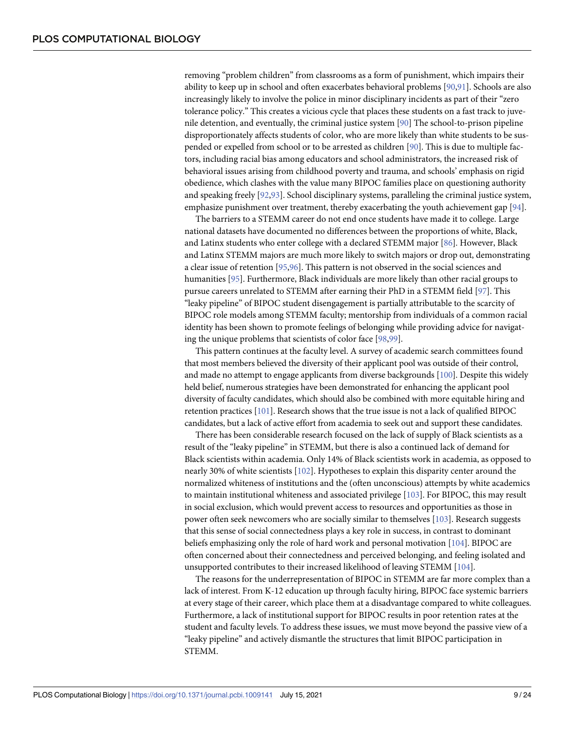removing "problem children" from classrooms as a form of punishment, which impairs their ability to keep up in school and often exacerbates behavioral problems [90,91]. Schools are also increasingly likely to involve the police in minor disciplinary incidents as part of their "zero tolerance policy." This creates a vicious cycle that places these students on a fast track to juvenile detention, and eventually, the criminal justice system [90] The school-to-prison pipeline disproportionately affects students of color, who are more likely than white students to be suspended or expelled from school or to be arrested as children [90]. This is due to multiple factors, including racial bias among educators and school administrators, the increased risk of behavioral issues arising from childhood poverty and trauma, and schools' emphasis on rigid obedience, which clashes with the value many BIPOC families place on questioning authority and speaking freely [92,93]. School disciplinary systems, paralleling the criminal justice system, emphasize punishment over treatment, thereby exacerbating the youth achievement gap [94].

The barriers to a STEMM career do not end once students have made it to college. Large national datasets have documented no differences between the proportions of white, Black, and Latinx students who enter college with a declared STEMM major [86]. However, Black and Latinx STEMM majors are much more likely to switch majors or drop out, demonstrating a clear issue of retention [95,96]. This pattern is not observed in the social sciences and humanities [95]. Furthermore, Black individuals are more likely than other racial groups to pursue careers unrelated to STEMM after earning their PhD in a STEMM field [97]. This "leaky pipeline" of BIPOC student disengagement is partially attributable to the scarcity of BIPOC role models among STEMM faculty; mentorship from individuals of a common racial identity has been shown to promote feelings of belonging while providing advice for navigating the unique problems that scientists of color face [98,99].

This pattern continues at the faculty level. A survey of academic search committees found that most members believed the diversity of their applicant pool was outside of their control, and made no attempt to engage applicants from diverse backgrounds [100]. Despite this widely held belief, numerous strategies have been demonstrated for enhancing the applicant pool diversity of faculty candidates, which should also be combined with more equitable hiring and retention practices [101]. Research shows that the true issue is not a lack of qualified BIPOC candidates, but a lack of active effort from academia to seek out and support these candidates.

There has been considerable research focused on the lack of supply of Black scientists as a result of the "leaky pipeline" in STEMM, but there is also a continued lack of demand for Black scientists within academia. Only 14% of Black scientists work in academia, as opposed to nearly 30% of white scientists [102]. Hypotheses to explain this disparity center around the normalized whiteness of institutions and the (often unconscious) attempts by white academics to maintain institutional whiteness and associated privilege [103]. For BIPOC, this may result in social exclusion, which would prevent access to resources and opportunities as those in power often seek newcomers who are socially similar to themselves [103]. Research suggests that this sense of social connectedness plays a key role in success, in contrast to dominant beliefs emphasizing only the role of hard work and personal motivation [104]. BIPOC are often concerned about their connectedness and perceived belonging, and feeling isolated and unsupported contributes to their increased likelihood of leaving STEMM [104].

The reasons for the underrepresentation of BIPOC in STEMM are far more complex than a lack of interest. From K-12 education up through faculty hiring, BIPOC face systemic barriers at every stage of their career, which place them at a disadvantage compared to white colleagues. Furthermore, a lack of institutional support for BIPOC results in poor retention rates at the student and faculty levels. To address these issues, we must move beyond the passive view of a "leaky pipeline" and actively dismantle the structures that limit BIPOC participation in STEMM.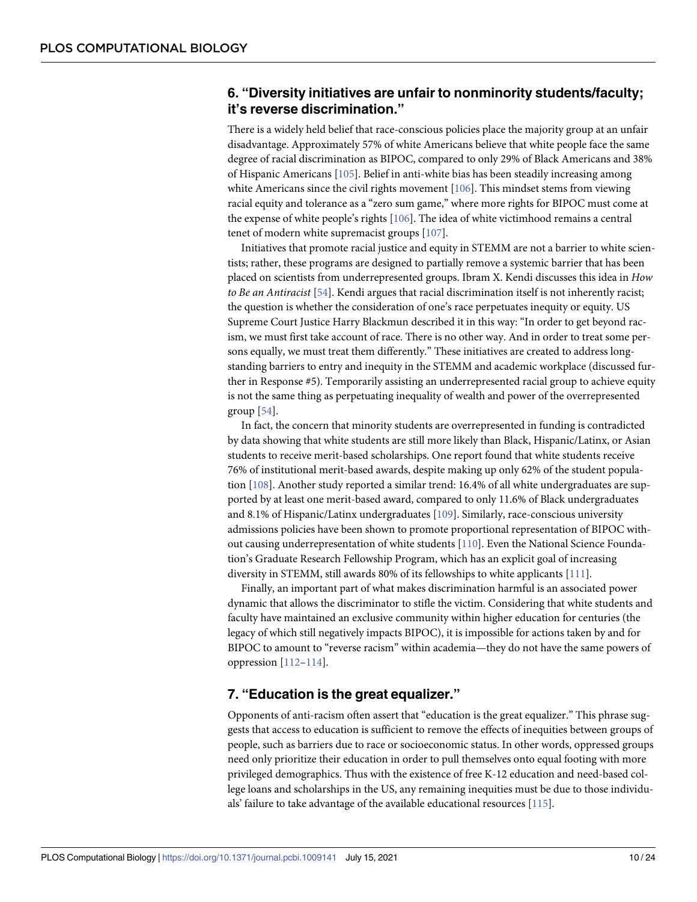## 6. "Diversity initiatives are unfair to nonminority students/faculty; it's reverse discrimination."

There is a widely held belief that race-conscious policies place the majority group at an unfair disadvantage. Approximately 57% of white Americans believe that white people face the same degree of racial discrimination as BIPOC, compared to only 29% of Black Americans and 38% of Hispanic Americans [105]. Belief in anti-white bias has been steadily increasing among white Americans since the civil rights movement [106]. This mindset stems from viewing racial equity and tolerance as a "zero sum game," where more rights for BIPOC must come at the expense of white people's rights [106]. The idea of white victimhood remains a central tenet of modern white supremacist groups [107].

Initiatives that promote racial justice and equity in STEMM are not a barrier to white scientists; rather, these programs are designed to partially remove a systemic barrier that has been placed on scientists from underrepresented groups. Ibram X. Kendi discusses this idea in *How to Be an Antiracist* [54]. Kendi argues that racial discrimination itself is not inherently racist; the question is whether the consideration of one's race perpetuates inequity or equity. US Supreme Court Justice Harry Blackmun described it in this way: "In order to get beyond racism, we must first take account of race. There is no other way. And in order to treat some persons equally, we must treat them differently." These initiatives are created to address long-standing barriers to entry and inequity in the STEMM and academic workplace (discussed further in Response #5). Temporarily assisting an underrepresented racial group to achieve equity is not the same thing as perpetuating inequality of wealth and power of the overrepresented group [54].

In fact, the concern that minority students are overrepresented in funding is contradicted by data showing that white students are still more likely than Black, Hispanic/Latinx, or Asian students to receive merit-based scholarships. One report found that white students receive 76% of institutional merit-based awards, despite making up only 62% of the student population [108]. Another study reported a similar trend: 16.4% of all white undergraduates are supported by at least one merit-based award, compared to only 11.6% of Black undergraduates and 8.1% of Hispanic/Latinx undergraduates [109]. Similarly, race-conscious university admissions policies have been shown to promote proportional representation of BIPOC without causing underrepresentation of white students [110]. Even the National Science Foundation's Graduate Research Fellowship Program, which has an explicit goal of increasing diversity in STEMM, still awards 80% of its fellowships to white applicants [111].

Finally, an important part of what makes discrimination harmful is an associated power dynamic that allows the discriminator to stifle the victim. Considering that white students and faculty have maintained an exclusive community within higher education for centuries (the legacy of which still negatively impacts BIPOC), it is impossible for actions taken by and for BIPOC to amount to "reverse racism" within academia—they do not have the same powers of oppression [112–114].

## 7. "Education is the great equalizer."

Opponents of anti-racism often assert that "education is the great equalizer." This phrase suggests that access to education is sufficient to remove the effects of inequities between groups of people, such as barriers due to race or socioeconomic status. In other words, oppressed groups need only prioritize their education in order to pull themselves onto equal footing with more privileged demographics. Thus with the existence of free K-12 education and need-based college loans and scholarships in the US, any remaining inequities must be due to those individuals' failure to take advantage of the available educational resources [115].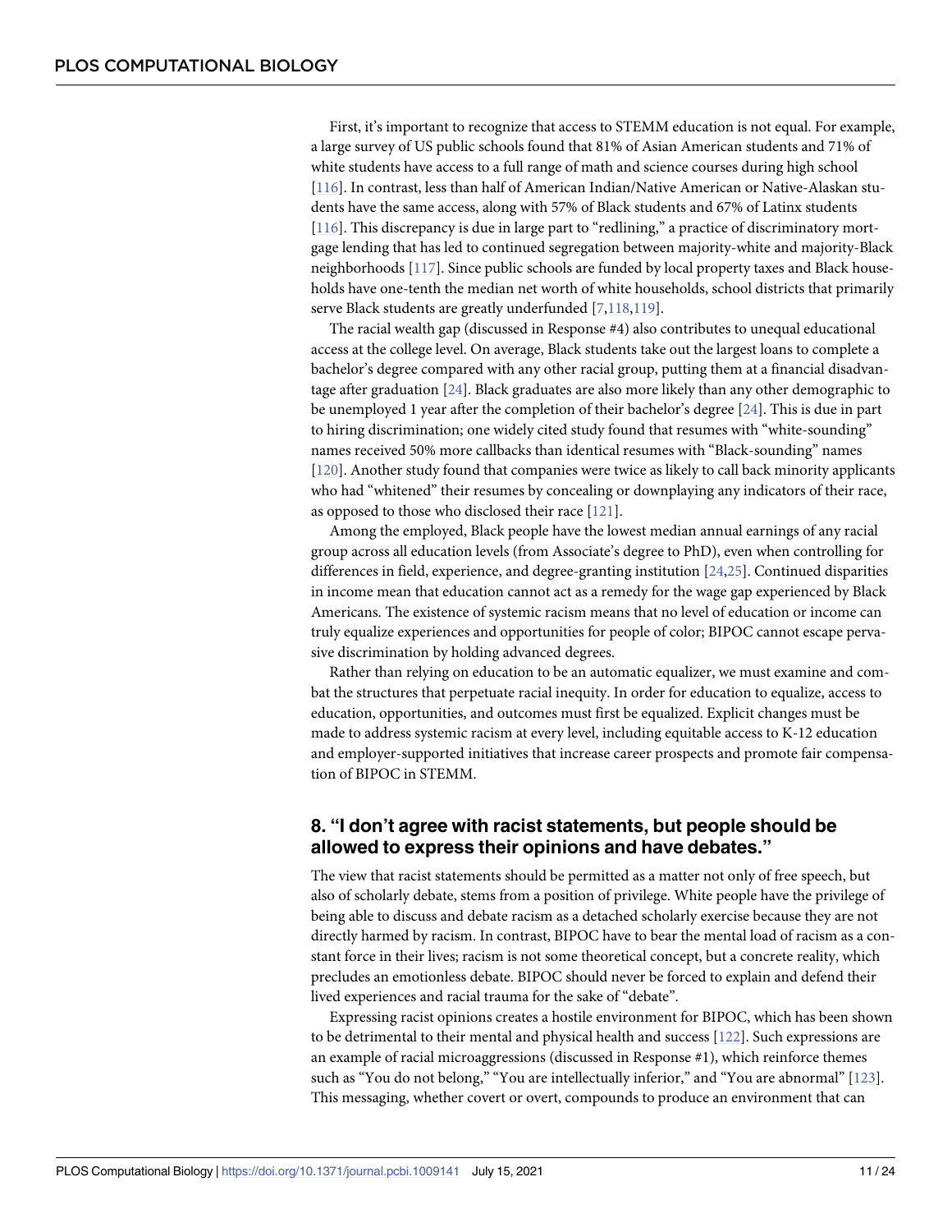First, it's important to recognize that access to STEMM education is not equal. For example, a large survey of US public schools found that 81% of Asian American students and 71% of white students have access to a full range of math and science courses during high school [116]. In contrast, less than half of American Indian/Native American or Native-Alaskan students have the same access, along with 57% of Black students and 67% of Latinx students [116]. This discrepancy is due in large part to "redlining," a practice of discriminatory mortgage lending that has led to continued segregation between majority-white and majority-Black neighborhoods [117]. Since public schools are funded by local property taxes and Black households have one-tenth the median net worth of white households, school districts that primarily serve Black students are greatly underfunded [7,118,119].

The racial wealth gap (discussed in Response #4) also contributes to unequal educational access at the college level. On average, Black students take out the largest loans to complete a bachelor's degree compared with any other racial group, putting them at a financial disadvantage after graduation [24]. Black graduates are also more likely than any other demographic to be unemployed 1 year after the completion of their bachelor's degree [24]. This is due in part to hiring discrimination; one widely cited study found that resumes with "white-sounding" names received 50% more callbacks than identical resumes with "Black-sounding" names [120]. Another study found that companies were twice as likely to call back minority applicants who had "whitened" their resumes by concealing or downplaying any indicators of their race, as opposed to those who disclosed their race [121].

Among the employed, Black people have the lowest median annual earnings of any racial group across all education levels (from Associate's degree to PhD), even when controlling for differences in field, experience, and degree-granting institution [24,25]. Continued disparities in income mean that education cannot act as a remedy for the wage gap experienced by Black Americans. The existence of systemic racism means that no level of education or income can truly equalize experiences and opportunities for people of color; BIPOC cannot escape pervasive discrimination by holding advanced degrees.

Rather than relying on education to be an automatic equalizer, we must examine and combat the structures that perpetuate racial inequity. In order for education to equalize, access to education, opportunities, and outcomes must first be equalized. Explicit changes must be made to address systemic racism at every level, including equitable access to K-12 education and employer-supported initiatives that increase career prospects and promote fair compensation of BIPOC in STEMM.

## 8. "I don't agree with racist statements, but people should be allowed to express their opinions and have debates."

The view that racist statements should be permitted as a matter not only of free speech, but also of scholarly debate, stems from a position of privilege. White people have the privilege of being able to discuss and debate racism as a detached scholarly exercise because they are not directly harmed by racism. In contrast, BIPOC have to bear the mental load of racism as a constant force in their lives; racism is not some theoretical concept, but a concrete reality, which precludes an emotionless debate. BIPOC should never be forced to explain and defend their lived experiences and racial trauma for the sake of "debate".

Expressing racist opinions creates a hostile environment for BIPOC, which has been shown to be detrimental to their mental and physical health and success [122]. Such expressions are an example of racial microaggressions (discussed in Response #1), which reinforce themes such as "You do not belong," "You are intellectually inferior," and "You are abnormal" [123]. This messaging, whether covert or overt, compounds to produce an environment that can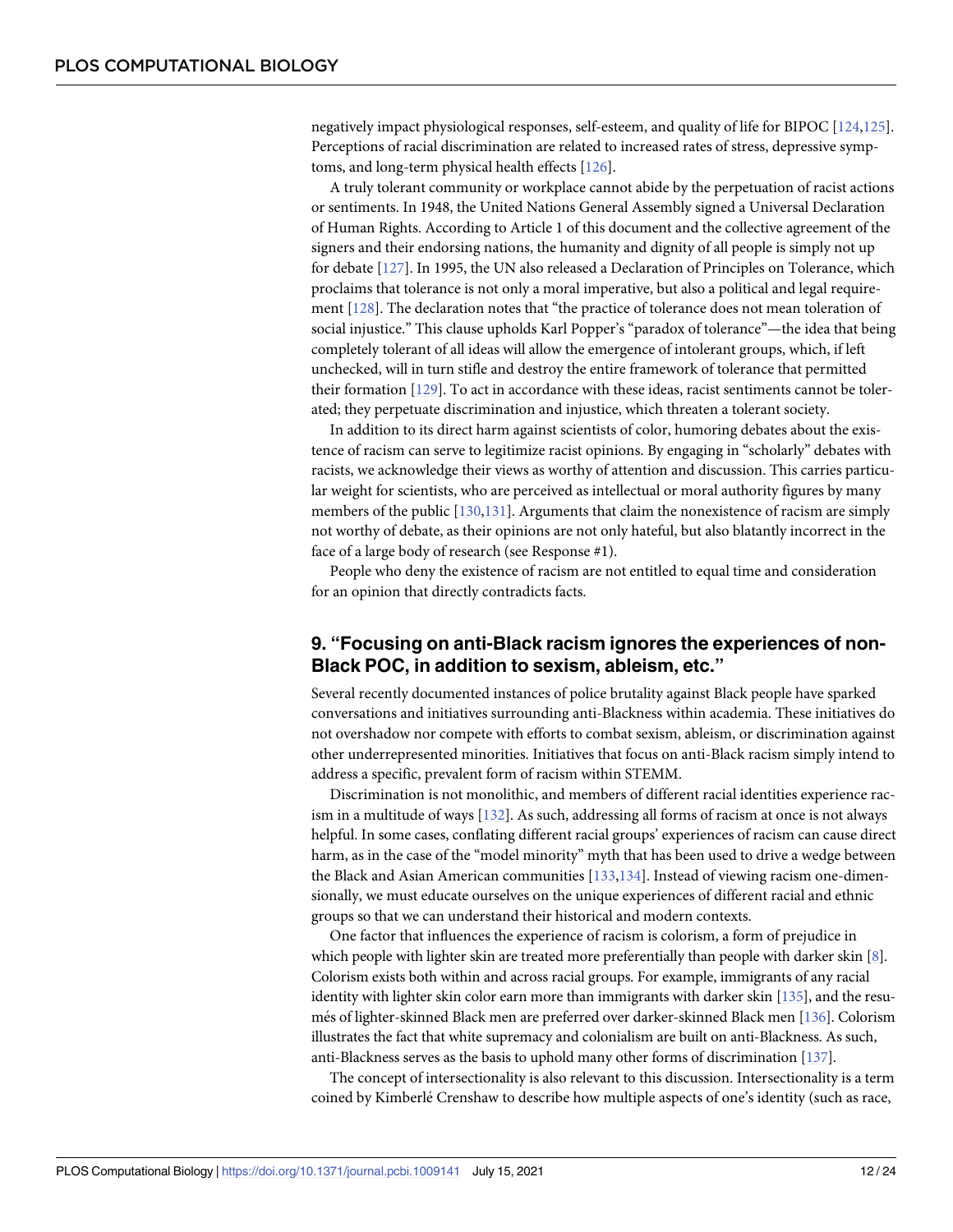negatively impact physiological responses, self-esteem, and quality of life for BIPOC [124,125]. Perceptions of racial discrimination are related to increased rates of stress, depressive symptoms, and long-term physical health effects [126].

A truly tolerant community or workplace cannot abide by the perpetuation of racist actions or sentiments. In 1948, the United Nations General Assembly signed a Universal Declaration of Human Rights. According to Article 1 of this document and the collective agreement of the signers and their endorsing nations, the humanity and dignity of all people is simply not up for debate [127]. In 1995, the UN also released a Declaration of Principles on Tolerance, which proclaims that tolerance is not only a moral imperative, but also a political and legal requirement [128]. The declaration notes that "the practice of tolerance does not mean toleration of social injustice." This clause upholds Karl Popper's "paradox of tolerance"—the idea that being completely tolerant of all ideas will allow the emergence of intolerant groups, which, if left unchecked, will in turn stifle and destroy the entire framework of tolerance that permitted their formation [129]. To act in accordance with these ideas, racist sentiments cannot be tolerated; they perpetuate discrimination and injustice, which threaten a tolerant society.

In addition to its direct harm against scientists of color, humoring debates about the existence of racism can serve to legitimize racist opinions. By engaging in "scholarly" debates with racists, we acknowledge their views as worthy of attention and discussion. This carries particular weight for scientists, who are perceived as intellectual or moral authority figures by many members of the public [130,131]. Arguments that claim the nonexistence of racism are simply not worthy of debate, as their opinions are not only hateful, but also blatantly incorrect in the face of a large body of research (see Response #1).

People who deny the existence of racism are not entitled to equal time and consideration for an opinion that directly contradicts facts.

## 9. "Focusing on anti-Black racism ignores the experiences of non-Black POC, in addition to sexism, ableism, etc."

Several recently documented instances of police brutality against Black people have sparked conversations and initiatives surrounding anti-Blackness within academia. These initiatives do not overshadow nor compete with efforts to combat sexism, ableism, or discrimination against other underrepresented minorities. Initiatives that focus on anti-Black racism simply intend to address a specific, prevalent form of racism within STEMM.

Discrimination is not monolithic, and members of different racial identities experience racism in a multitude of ways [132]. As such, addressing all forms of racism at once is not always helpful. In some cases, conflating different racial groups' experiences of racism can cause direct harm, as in the case of the "model minority" myth that has been used to drive a wedge between the Black and Asian American communities [133,134]. Instead of viewing racism one-dimensionally, we must educate ourselves on the unique experiences of different racial and ethnic groups so that we can understand their historical and modern contexts.

One factor that influences the experience of racism is colorism, a form of prejudice in which people with lighter skin are treated more preferentially than people with darker skin [8]. Colorism exists both within and across racial groups. For example, immigrants of any racial identity with lighter skin color earn more than immigrants with darker skin [135], and the resumés of lighter-skinned Black men are preferred over darker-skinned Black men [136]. Colorism illustrates the fact that white supremacy and colonialism are built on anti-Blackness. As such, anti-Blackness serves as the basis to uphold many other forms of discrimination [137].

The concept of intersectionality is also relevant to this discussion. Intersectionality is a term coined by Kimberlé Crenshaw to describe how multiple aspects of one's identity (such as race,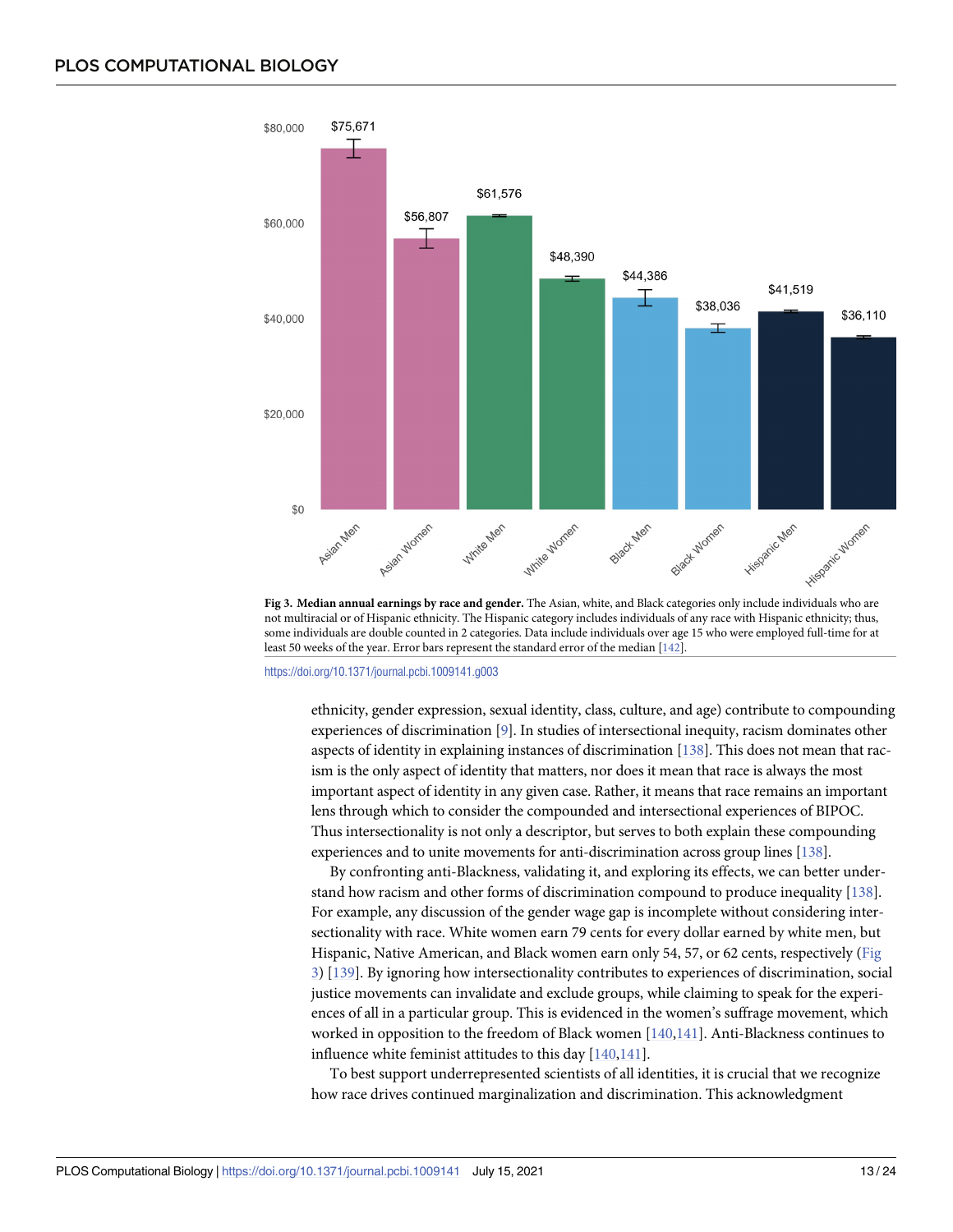Fig 3. Median annual earnings by race and gender. The Asian, white, and Black categories only include individuals who are not multiracial or of Hispanic ethnicity. The Hispanic category includes individuals of any race with Hispanic ethnicity; thus, some individuals are double counted in 2 categories. Data include individuals over age 15 who were employed full-time for at least 50 weeks of the year. Error bars represent the standard error of the median [142].

https://doi.org/10.1371/journal.pcbi.1009141.g003

ethnicity, gender expression, sexual identity, class, culture, and age) contribute to compounding experiences of discrimination [9]. In studies of intersectional inequity, racism dominates other aspects of identity in explaining instances of discrimination [138]. This does not mean that racism is the only aspect of identity that matters, nor does it mean that race is always the most important aspect of identity in any given case. Rather, it means that race remains an important lens through which to consider the compounded and intersectional experiences of BIPOC. Thus intersectionality is not only a descriptor, but serves to both explain these compounding experiences and to unite movements for anti-discrimination across group lines [138].

By confronting anti-Blackness, validating it, and exploring its effects, we can better understand how racism and other forms of discrimination compound to produce inequality [138]. For example, any discussion of the gender wage gap is incomplete without considering intersectionality with race. White women earn 79 cents for every dollar earned by white men, but Hispanic, Native American, and Black women earn only 54, 57, or 62 cents, respectively (Fig 3) [139]. By ignoring how intersectionality contributes to experiences of discrimination, social justice movements can invalidate and exclude groups, while claiming to speak for the experiences of all in a particular group. This is evidenced in the women's suffrage movement, which worked in opposition to the freedom of Black women [140,141]. Anti-Blackness continues to influence white feminist attitudes to this day [140,141].

To best support underrepresented scientists of all identities, it is crucial that we recognize how race drives continued marginalization and discrimination. This acknowledgment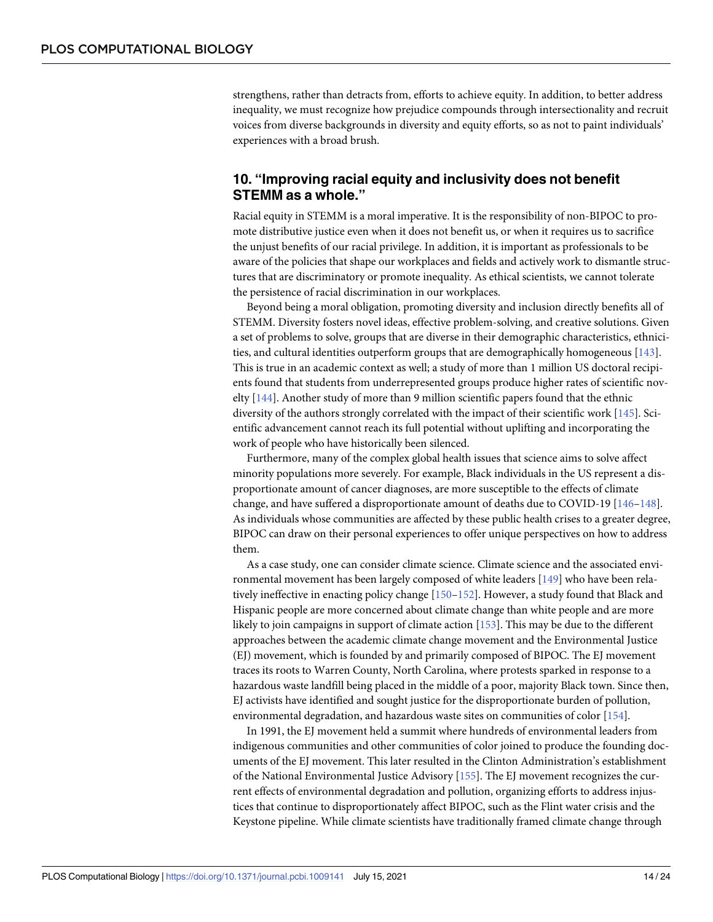strengthens, rather than detracts from, efforts to achieve equity. In addition, to better address inequality, we must recognize how prejudice compounds through intersectionality and recruit voices from diverse backgrounds in diversity and equity efforts, so as not to paint individuals' experiences with a broad brush.

## 10. "Improving racial equity and inclusivity does not benefit STEMM as a whole."

Racial equity in STEMM is a moral imperative. It is the responsibility of non-BIPOC to promote distributive justice even when it does not benefit us, or when it requires us to sacrifice the unjust benefits of our racial privilege. In addition, it is important as professionals to be aware of the policies that shape our workplaces and fields and actively work to dismantle structures that are discriminatory or promote inequality. As ethical scientists, we cannot tolerate the persistence of racial discrimination in our workplaces.

Beyond being a moral obligation, promoting diversity and inclusion directly benefits all of STEMM. Diversity fosters novel ideas, effective problem-solving, and creative solutions. Given a set of problems to solve, groups that are diverse in their demographic characteristics, ethnicities, and cultural identities outperform groups that are demographically homogeneous [143]. This is true in an academic context as well; a study of more than 1 million US doctoral recipients found that students from underrepresented groups produce higher rates of scientific novelty [144]. Another study of more than 9 million scientific papers found that the ethnic diversity of the authors strongly correlated with the impact of their scientific work [145]. Scientific advancement cannot reach its full potential without uplifting and incorporating the work of people who have historically been silenced.

Furthermore, many of the complex global health issues that science aims to solve affect minority populations more severely. For example, Black individuals in the US represent a disproportionate amount of cancer diagnoses, are more susceptible to the effects of climate change, and have suffered a disproportionate amount of deaths due to COVID-19 [146–148]. As individuals whose communities are affected by these public health crises to a greater degree, BIPOC can draw on their personal experiences to offer unique perspectives on how to address them.

As a case study, one can consider climate science. Climate science and the associated environmental movement has been largely composed of white leaders [149] who have been relatively ineffective in enacting policy change [150–152]. However, a study found that Black and Hispanic people are more concerned about climate change than white people and are more likely to join campaigns in support of climate action [153]. This may be due to the different approaches between the academic climate change movement and the Environmental Justice (EJ) movement, which is founded by and primarily composed of BIPOC. The EJ movement traces its roots to Warren County, North Carolina, where protests sparked in response to a hazardous waste landfill being placed in the middle of a poor, majority Black town. Since then, EJ activists have identified and sought justice for the disproportionate burden of pollution, environmental degradation, and hazardous waste sites on communities of color [154].

In 1991, the EJ movement held a summit where hundreds of environmental leaders from indigenous communities and other communities of color joined to produce the founding documents of the EJ movement. This later resulted in the Clinton Administration's establishment of the National Environmental Justice Advisory [155]. The EJ movement recognizes the current effects of environmental degradation and pollution, organizing efforts to address injustices that continue to disproportionately affect BIPOC, such as the Flint water crisis and the Keystone pipeline. While climate scientists have traditionally framed climate change through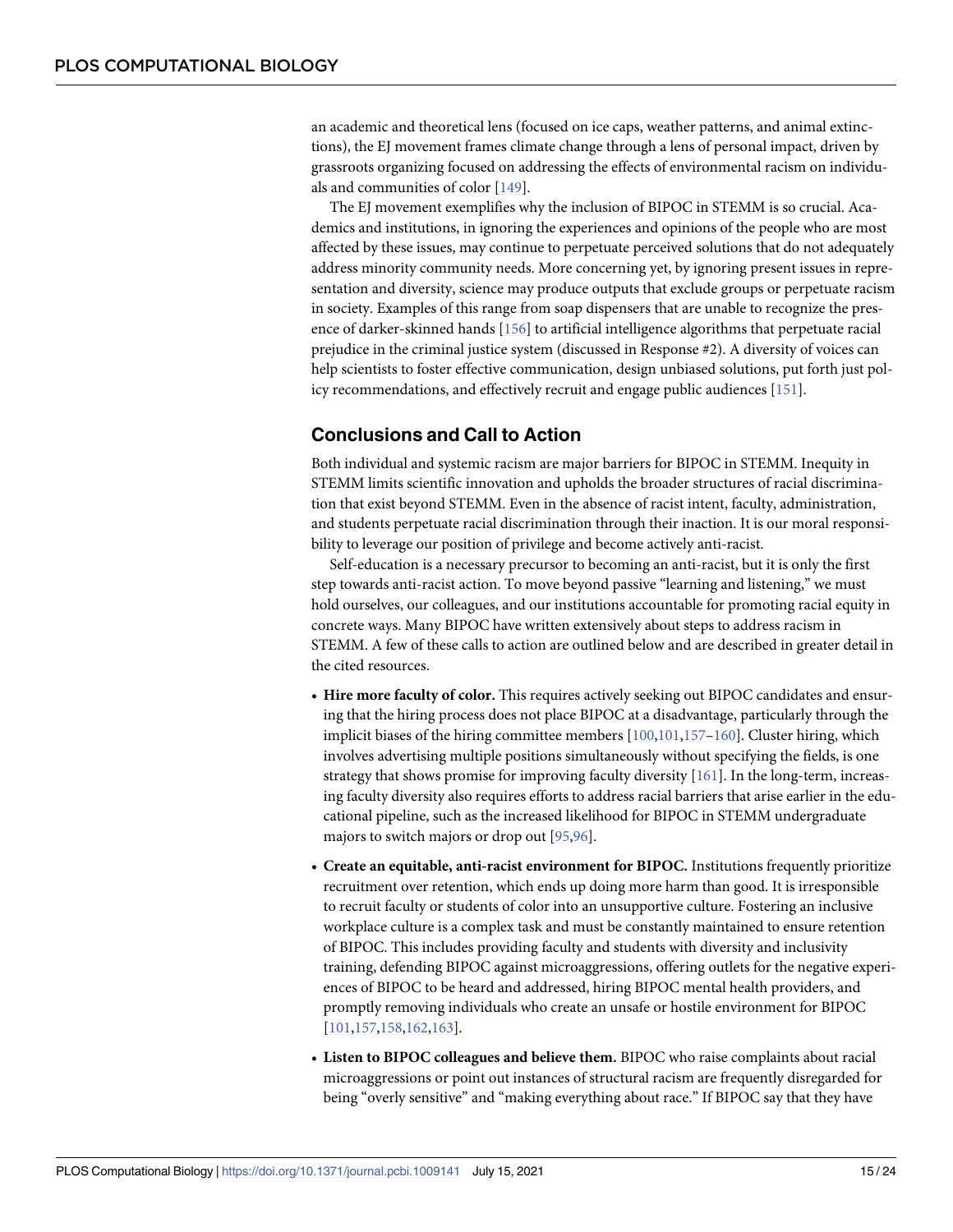an academic and theoretical lens (focused on ice caps, weather patterns, and animal extinctions), the EJ movement frames climate change through a lens of personal impact, driven by grassroots organizing focused on addressing the effects of environmental racism on individuals and communities of color [149].

The EJ movement exemplifies why the inclusion of BIPOC in STEMM is so crucial. Academics and institutions, in ignoring the experiences and opinions of the people who are most affected by these issues, may continue to perpetuate perceived solutions that do not adequately address minority community needs. More concerning yet, by ignoring present issues in representation and diversity, science may produce outputs that exclude groups or perpetuate racism in society. Examples of this range from soap dispensers that are unable to recognize the presence of darker-skinned hands [156] to artificial intelligence algorithms that perpetuate racial prejudice in the criminal justice system (discussed in Response #2). A diversity of voices can help scientists to foster effective communication, design unbiased solutions, put forth just policy recommendations, and effectively recruit and engage public audiences [151].

## Conclusions and Call to Action

Both individual and systemic racism are major barriers for BIPOC in STEMM. Inequity in STEMM limits scientific innovation and upholds the broader structures of racial discrimination that exist beyond STEMM. Even in the absence of racist intent, faculty, administration, and students perpetuate racial discrimination through their inaction. It is our moral responsibility to leverage our position of privilege and become actively anti-racist.

Self-education is a necessary precursor to becoming an anti-racist, but it is only the first step towards anti-racist action. To move beyond passive "learning and listening," we must hold ourselves, our colleagues, and our institutions accountable for promoting racial equity in concrete ways. Many BIPOC have written extensively about steps to address racism in STEMM. A few of these calls to action are outlined below and are described in greater detail in the cited resources.

- **Hire more faculty of color.** This requires actively seeking out BIPOC candidates and ensuring that the hiring process does not place BIPOC at a disadvantage, particularly through the implicit biases of the hiring committee members [100,101,157–160]. Cluster hiring, which involves advertising multiple positions simultaneously without specifying the fields, is one strategy that shows promise for improving faculty diversity [161]. In the long-term, increasing faculty diversity also requires efforts to address racial barriers that arise earlier in the educational pipeline, such as the increased likelihood for BIPOC in STEMM undergraduate majors to switch majors or drop out [95,96].
- **Create an equitable, anti-racist environment for BIPOC.** Institutions frequently prioritize recruitment over retention, which ends up doing more harm than good. It is irresponsible to recruit faculty or students of color into an unsupportive culture. Fostering an inclusive workplace culture is a complex task and must be constantly maintained to ensure retention of BIPOC. This includes providing faculty and students with diversity and inclusivity training, defending BIPOC against microaggressions, offering outlets for the negative experiences of BIPOC to be heard and addressed, hiring BIPOC mental health providers, and promptly removing individuals who create an unsafe or hostile environment for BIPOC [101,157,158,162,163].
- **Listen to BIPOC colleagues and believe them.** BIPOC who raise complaints about racial microaggressions or point out instances of structural racism are frequently disregarded for being "overly sensitive" and "making everything about race." If BIPOC say that they have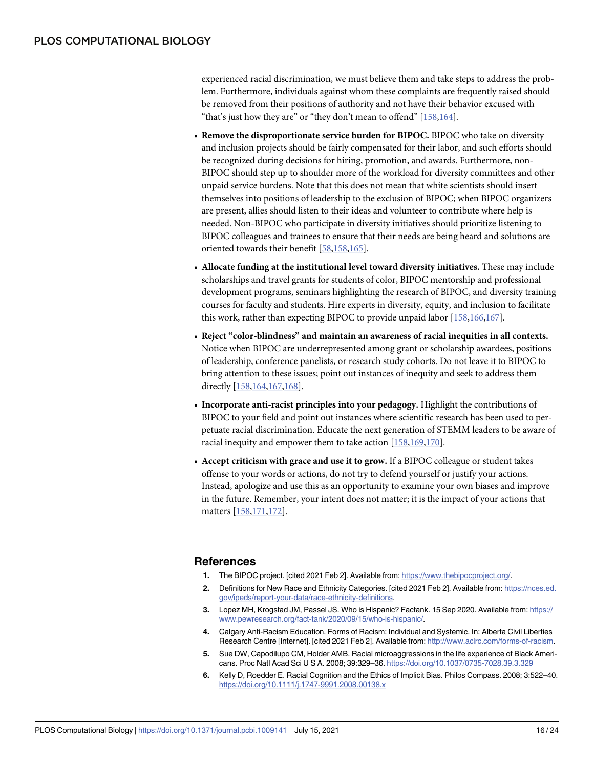experienced racial discrimination, we must believe them and take steps to address the problem. Furthermore, individuals against whom these complaints are frequently raised should be removed from their positions of authority and not have their behavior excused with "that's just how they are" or "they don't mean to offend" [158,164].

- **Remove the disproportionate service burden for BIPOC.** BIPOC who take on diversity and inclusion projects should be fairly compensated for their labor, and such efforts should be recognized during decisions for hiring, promotion, and awards. Furthermore, non-BIPOC should step up to shoulder more of the workload for diversity committees and other unpaid service burdens. Note that this does not mean that white scientists should insert themselves into positions of leadership to the exclusion of BIPOC; when BIPOC organizers are present, allies should listen to their ideas and volunteer to contribute where help is needed. Non-BIPOC who participate in diversity initiatives should prioritize listening to BIPOC colleagues and trainees to ensure that their needs are being heard and solutions are oriented towards their benefit [58,158,165].
- **Allocate funding at the institutional level toward diversity initiatives.** These may include scholarships and travel grants for students of color, BIPOC mentorship and professional development programs, seminars highlighting the research of BIPOC, and diversity training courses for faculty and students. Hire experts in diversity, equity, and inclusion to facilitate this work, rather than expecting BIPOC to provide unpaid labor [158,166,167].
- **Reject "color-blindness" and maintain an awareness of racial inequities in all contexts.** Notice when BIPOC are underrepresented among grant or scholarship awardees, positions of leadership, conference panelists, or research study cohorts. Do not leave it to BIPOC to bring attention to these issues; point out instances of inequity and seek to address them directly [158,164,167,168].
- **Incorporate anti-racist principles into your pedagogy.** Highlight the contributions of BIPOC to your field and point out instances where scientific research has been used to perpetuate racial discrimination. Educate the next generation of STEMM leaders to be aware of racial inequity and empower them to take action [158,169,170].
- **Accept criticism with grace and use it to grow.** If a BIPOC colleague or student takes offense to your words or actions, do not try to defend yourself or justify your actions. Instead, apologize and use this as an opportunity to examine your own biases and improve in the future. Remember, your intent does not matter; it is the impact of your actions that matters [158,171,172].

## References

1. The BIPOC project. [cited 2021 Feb 2]. Available from: https://www.thebipocproject.org/.
2. Definitions for New Race and Ethnicity Categories. [cited 2021 Feb 2]. Available from: https://nces.ed.gov/ipeds/report-your-data/race-ethnicity-definitions.
3. Lopez MH, Krogstad JM, Passel JS. Who is Hispanic? Factank. 15 Sep 2020. Available from: https://www.pewresearch.org/fact-tank/2020/09/15/who-is-hispanic/.
4. Calgary Anti-Racism Education. Forms of Racism: Individual and Systemic. In: Alberta Civil Liberties Research Centre [Internet]. [cited 2021 Feb 2]. Available from: http://www.aclrc.com/forms-of-racism.
5. Sue DW, Capodilupo CM, Holder AMB. Racial microaggressions in the life experience of Black Americans. Proc Natl Acad Sci U S A. 2008; 39:329–36. https://doi.org/10.1037/0735-7028.39.3.329
6. Kelly D, Roedder E. Racial Cognition and the Ethics of Implicit Bias. Philos Compass. 2008; 3:522–40. https://doi.org/10.1111/j.1747-9991.2008.00138.x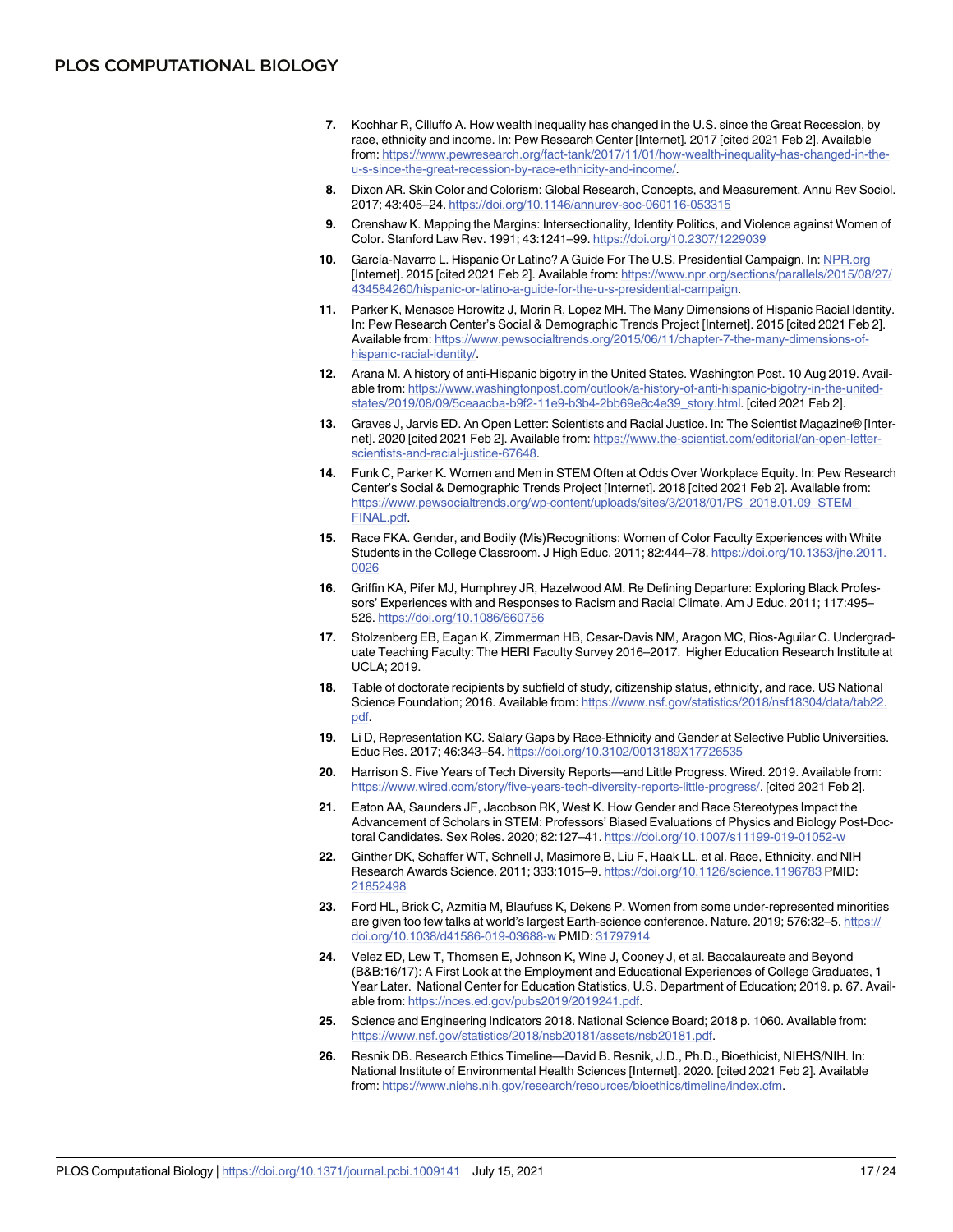7. Kochhar R, Cilluffo A. How wealth inequality has changed in the U.S. since the Great Recession, by race, ethnicity and income. In: Pew Research Center [Internet]. 2017 [cited 2021 Feb 2]. Available from: https://www.pewresearch.org/fact-tank/2017/11/01/how-wealth-inequality-has-changed-in-the-u-s-since-the-great-recession-by-race-ethnicity-and-income/.
8. Dixon AR. Skin Color and Colorism: Global Research, Concepts, and Measurement. Annu Rev Sociol. 2017; 43:405–24. https://doi.org/10.1146/annurev-soc-060116-053315
9. Crenshaw K. Mapping the Margins: Intersectionality, Identity Politics, and Violence against Women of Color. Stanford Law Rev. 1991; 43:1241–99. https://doi.org/10.2307/1229039
10. García-Navarro L. Hispanic Or Latino? A Guide For The U.S. Presidential Campaign. In: NPR.org [Internet]. 2015 [cited 2021 Feb 2]. Available from: https://www.npr.org/sections/parallels/2015/08/27/434584260/hispanic-or-latino-a-guide-for-the-u-s-presidential-campaign.
11. Parker K, Menasce Horowitz J, Morin R, Lopez MH. The Many Dimensions of Hispanic Racial Identity. In: Pew Research Center's Social & Demographic Trends Project [Internet]. 2015 [cited 2021 Feb 2]. Available from: https://www.pewsocialtrends.org/2015/06/11/chapter-7-the-many-dimensions-of-hispanic-racial-identity/.
12. Arana M. A history of anti-Hispanic bigotry in the United States. Washington Post. 10 Aug 2019. Available from: https://www.washingtonpost.com/outlook/a-history-of-anti-hispanic-bigotry-in-the-united-states/2019/08/09/5ceaacba-b9f2-11e9-b3b4-2bb69e8c4e39_story.html. [cited 2021 Feb 2].
13. Graves J, Jarvis ED. An Open Letter: Scientists and Racial Justice. In: The Scientist Magazine® [Internet]. 2020 [cited 2021 Feb 2]. Available from: https://www.the-scientist.com/editorial/an-open-letter-scientists-and-racial-justice-67648.
14. Funk C, Parker K. Women and Men in STEM Often at Odds Over Workplace Equity. In: Pew Research Center's Social & Demographic Trends Project [Internet]. 2018 [cited 2021 Feb 2]. Available from: https://www.pewsocialtrends.org/wp-content/uploads/sites/3/2018/01/PS_2018.01.09_STEM_FINAL.pdf.
15. Race FKA. Gender, and Bodily (Mis)Recognitions: Women of Color Faculty Experiences with White Students in the College Classroom. J High Educ. 2011; 82:444–78. https://doi.org/10.1353/jhe.2011.0026
16. Griffin KA, Pifer MJ, Humphrey JR, Hazelwood AM. Re Defining Departure: Exploring Black Professors' Experiences with and Responses to Racism and Racial Climate. Am J Educ. 2011; 117:495–526. https://doi.org/10.1086/660756
17. Stolzenberg EB, Eagan K, Zimmerman HB, Cesar-Davis NM, Aragon MC, Rios-Aguilar C. Undergraduate Teaching Faculty: The HERI Faculty Survey 2016–2017. Higher Education Research Institute at UCLA; 2019.
18. Table of doctorate recipients by subfield of study, citizenship status, ethnicity, and race. US National Science Foundation; 2016. Available from: https://www.nsf.gov/statistics/2018/nsf18304/data/tab22.pdf.
19. Li D, Representation KC. Salary Gaps by Race-Ethnicity and Gender at Selective Public Universities. Educ Res. 2017; 46:343–54. https://doi.org/10.3102/0013189X17726535
20. Harrison S. Five Years of Tech Diversity Reports—and Little Progress. Wired. 2019. Available from: https://www.wired.com/story/five-years-tech-diversity-reports-little-progress/. [cited 2021 Feb 2].
21. Eaton AA, Saunders JF, Jacobson RK, West K. How Gender and Race Stereotypes Impact the Advancement of Scholars in STEM: Professors' Biased Evaluations of Physics and Biology Post-Doctoral Candidates. Sex Roles. 2020; 82:127–41. https://doi.org/10.1007/s11199-019-01052-w
22. Ginther DK, Schaffer WT, Schnell J, Masimore B, Liu F, Haak LL, et al. Race, Ethnicity, and NIH Research Awards Science. 2011; 333:1015–9. https://doi.org/10.1126/science.1196783 PMID: 21852498
23. Ford HL, Brick C, Azmitia M, Blaufuss K, Dekens P. Women from some under-represented minorities are given too few talks at world's largest Earth-science conference. Nature. 2019; 576:32–5. https://doi.org/10.1038/d41586-019-03688-w PMID: 31797914
24. Velez ED, Lew T, Thomsen E, Johnson K, Wine J, Cooney J, et al. Baccalaureate and Beyond (B&B:16/17): A First Look at the Employment and Educational Experiences of College Graduates, 1 Year Later. National Center for Education Statistics, U.S. Department of Education; 2019. p. 67. Available from: https://nces.ed.gov/pubs2019/2019241.pdf.
25. Science and Engineering Indicators 2018. National Science Board; 2018 p. 1060. Available from: https://www.nsf.gov/statistics/2018/nsb20181/assets/nsb20181.pdf.
26. Resnik DB. Research Ethics Timeline—David B. Resnik, J.D., Ph.D., Bioethicist, NIEHS/NIH. In: National Institute of Environmental Health Sciences [Internet]. 2020. [cited 2021 Feb 2]. Available from: https://www.niehs.nih.gov/research/resources/bioethics/timeline/index.cfm.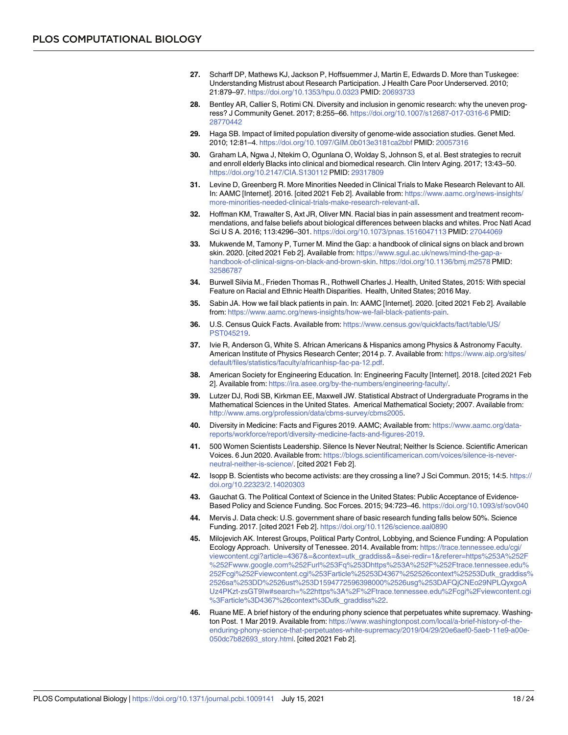27. Scharff DP, Mathews KJ, Jackson P, Hoffsuemmer J, Martin E, Edwards D. More than Tuskegee: Understanding Mistrust about Research Participation. J Health Care Poor Underserved. 2010; 21:879–97. https://doi.org/10.1353/hpu.0.0323 PMID: 20693733

28. Bentley AR, Callier S, Rotimi CN. Diversity and inclusion in genomic research: why the uneven progress? J Community Genet. 2017; 8:255–66. https://doi.org/10.1007/s12687-017-0316-6 PMID: 28770442

29. Haga SB. Impact of limited population diversity of genome-wide association studies. Genet Med. 2010; 12:81–4. https://doi.org/10.1097/GIM.0b013e3181ca2bbf PMID: 20057316

30. Graham LA, Ngwa J, Ntekim O, Ogunlana O, Wolday S, Johnson S, et al. Best strategies to recruit and enroll elderly Blacks into clinical and biomedical research. Clin Interv Aging. 2017; 13:43–50. https://doi.org/10.2147/CIA.S130112 PMID: 29317809

31. Levine D, Greenberg R. More Minorities Needed in Clinical Trials to Make Research Relevant to All. In: AAMC [Internet]. 2016. [cited 2021 Feb 2]. Available from: https://www.aamc.org/news-insights/more-minorities-needed-clinical-trials-make-research-relevant-all.

32. Hoffman KM, Trawalter S, Axt JR, Oliver MN. Racial bias in pain assessment and treatment recommendations, and false beliefs about biological differences between blacks and whites. Proc Natl Acad Sci U S A. 2016; 113:4296–301. https://doi.org/10.1073/pnas.1516047113 PMID: 27044069

33. Mukwende M, Tamony P, Turner M. Mind the Gap: a handbook of clinical signs on black and brown skin. 2020. [cited 2021 Feb 2]. Available from: https://www.sgul.ac.uk/news/mind-the-gap-a-handbook-of-clinical-signs-on-black-and-brown-skin. https://doi.org/10.1136/bmj.m2578 PMID: 32586787

34. Burwell Silvia M., Frieden Thomas R., Rothwell Charles J. Health, United States, 2015: With special Feature on Racial and Ethnic Health Disparities. Health, United States; 2016 May.

35. Sabin JA. How we fail black patients in pain. In: AAMC [Internet]. 2020. [cited 2021 Feb 2]. Available from: https://www.aamc.org/news-insights/how-we-fail-black-patients-pain.

36. U.S. Census Quick Facts. Available from: https://www.census.gov/quickfacts/fact/table/US/PST045219.

37. Ivie R, Anderson G, White S. African Americans & Hispanics among Physics & Astronomy Faculty. American Institute of Physics Research Center; 2014 p. 7. Available from: https://www.aip.org/sites/default/files/statistics/faculty/africanhisp-fac-pa-12.pdf.

38. American Society for Engineering Education. In: Engineering Faculty [Internet]. 2018. [cited 2021 Feb 2]. Available from: https://ira.asee.org/by-the-numbers/engineering-faculty/.

39. Lutzer DJ, Rodi SB, Kirkman EE, Maxwell JW. Statistical Abstract of Undergraduate Programs in the Mathematical Sciences in the United States. Americal Mathematical Society; 2007. Available from: http://www.ams.org/profession/data/cbms-survey/cbms2005.

40. Diversity in Medicine: Facts and Figures 2019. AAMC; Available from: https://www.aamc.org/data-reports/workforce/report/diversity-medicine-facts-and-figures-2019.

41. 500 Women Scientists Leadership. Silence Is Never Neutral; Neither Is Science. Scientific American Voices. 6 Jun 2020. Available from: https://blogs.scientificamerican.com/voices/silence-is-never-neutral-neither-is-science/. [cited 2021 Feb 2].

42. Isopp B. Scientists who become activists: are they crossing a line? J Sci Commun. 2015; 14:5. https://doi.org/10.22323/2.14020303

43. Gauchat G. The Political Context of Science in the United States: Public Acceptance of Evidence-Based Policy and Science Funding. Soc Forces. 2015; 94:723–46. https://doi.org/10.1093/sf/sov040

44. Mervis J. Data check: U.S. government share of basic research funding falls below 50%. Science Funding. 2017. [cited 2021 Feb 2]. https://doi.org/10.1126/science.aal0890

45. Milojevich AK. Interest Groups, Political Party Control, Lobbying, and Science Funding: A Population Ecology Approach. University of Tenessee. 2014. Available from: https://trace.tennessee.edu/cgi/viewcontent.cgi?article=4367&=&context=utk_graddiss&=&sei-redir=1&referer=https%253A%252F%252Fwww.google.com%252Furl%253Fq%253Dhttps%253A%252F%252Ftrace.tennessee.edu%252Fcgi%252Fviewcontent.cgi%253Farticle%25253D4367%252526context%25253Dutk_graddiss%2526sa%253DD%2526ust%253D1594772596398000%2526usg%253DAFQjCNEo29NPLQyxgoAUz4PKzt-zsGT9Iw#search=%22https%3A%2F%2Ftrace.tennessee.edu%2Fcgi%2Fviewcontent.cgi%3Farticle%3D4367%26context%3Dutk_graddiss%22.

46. Ruane ME. A brief history of the enduring phony science that perpetuates white supremacy. Washington Post. 1 Mar 2019. Available from: https://www.washingtonpost.com/local/a-brief-history-of-the-enduring-phony-science-that-perpetuates-white-supremacy/2019/04/29/20e6aef0-5aeb-11e9-a00e-050dc7b82693_story.html. [cited 2021 Feb 2].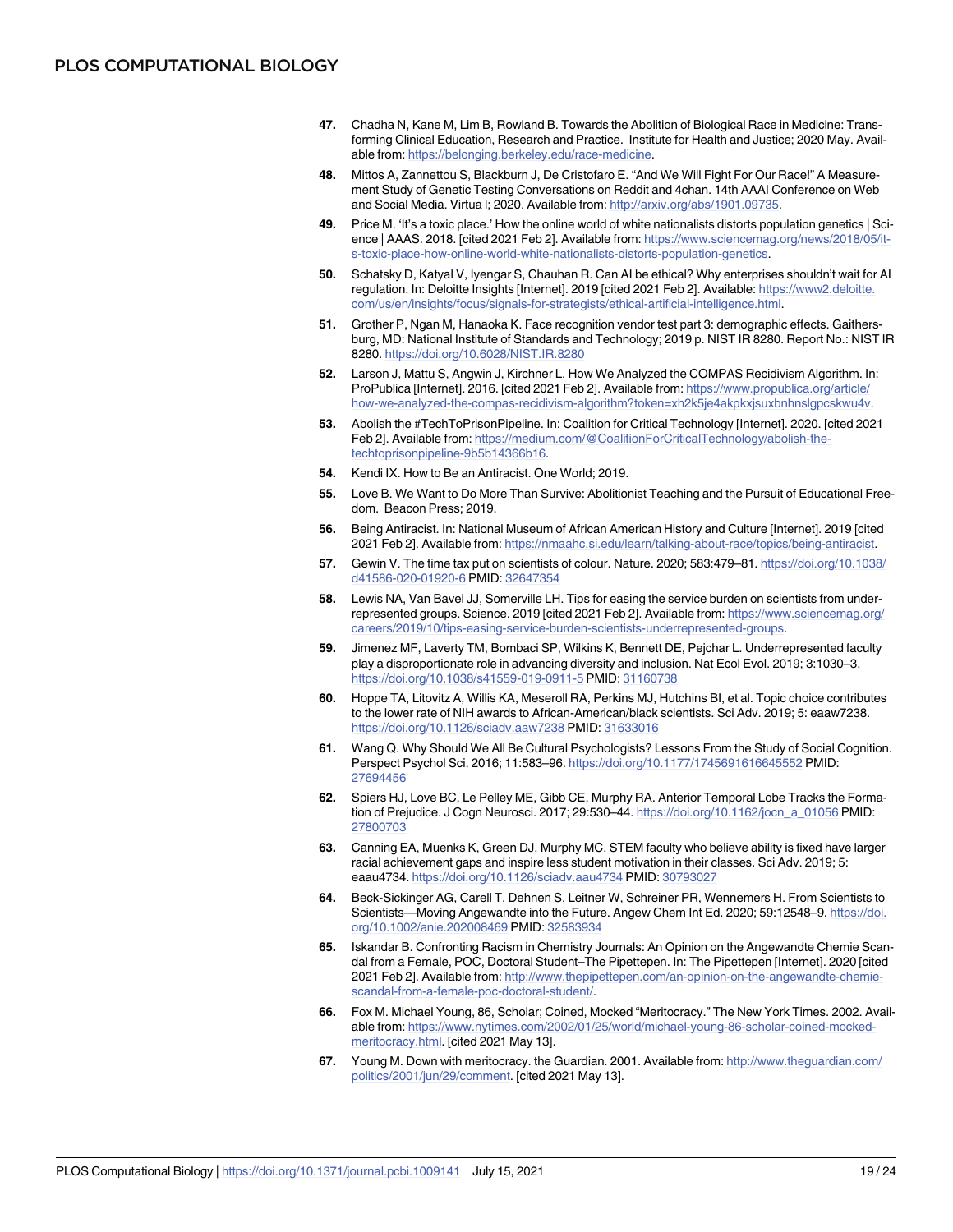47. Chadha N, Kane M, Lim B, Rowland B. Towards the Abolition of Biological Race in Medicine: Transforming Clinical Education, Research and Practice. Institute for Health and Justice; 2020 May. Available from: https://belonging.berkeley.edu/race-medicine.

48. Mittos A, Zannettou S, Blackburn J, De Cristofaro E. "And We Will Fight For Our Race!" A Measurement Study of Genetic Testing Conversations on Reddit and 4chan. 14th AAAI Conference on Web and Social Media. Virtua l; 2020. Available from: http://arxiv.org/abs/1901.09735.

49. Price M. 'It's a toxic place.' How the online world of white nationalists distorts population genetics | Science | AAAS. 2018. [cited 2021 Feb 2]. Available from: https://www.sciencemag.org/news/2018/05/it-s-toxic-place-how-online-world-white-nationalists-distorts-population-genetics.

50. Schatsky D, Katyal V, Iyengar S, Chauhan R. Can AI be ethical? Why enterprises shouldn't wait for AI regulation. In: Deloitte Insights [Internet]. 2019 [cited 2021 Feb 2]. Available: https://www2.deloitte.com/us/en/insights/focus/signals-for-strategists/ethical-artificial-intelligence.html.

51. Grother P, Ngan M, Hanaoka K. Face recognition vendor test part 3: demographic effects. Gaithersburg, MD: National Institute of Standards and Technology; 2019 p. NIST IR 8280. Report No.: NIST IR 8280. https://doi.org/10.6028/NIST.IR.8280

52. Larson J, Mattu S, Angwin J, Kirchner L. How We Analyzed the COMPAS Recidivism Algorithm. In: ProPublica [Internet]. 2016. [cited 2021 Feb 2]. Available from: https://www.propublica.org/article/how-we-analyzed-the-compas-recidivism-algorithm?token=xh2k5je4akpkxjsuxbnhnslgpcskwu4v.

53. Abolish the #TechToPrisonPipeline. In: Coalition for Critical Technology [Internet]. 2020. [cited 2021 Feb 2]. Available from: https://medium.com/@CoalitionForCriticalTechnology/abolish-the-techtoprisonpipeline-9b5b14366b16.

54. Kendi IX. How to Be an Antiracist. One World; 2019.

55. Love B. We Want to Do More Than Survive: Abolitionist Teaching and the Pursuit of Educational Freedom. Beacon Press; 2019.

56. Being Antiracist. In: National Museum of African American History and Culture [Internet]. 2019 [cited 2021 Feb 2]. Available from: https://nmaahc.si.edu/learn/talking-about-race/topics/being-antiracist.

57. Gewin V. The time tax put on scientists of colour. Nature. 2020; 583:479–81. https://doi.org/10.1038/d41586-020-01920-6 PMID: 32647354

58. Lewis NA, Van Bavel JJ, Somerville LH. Tips for easing the service burden on scientists from underrepresented groups. Science. 2019 [cited 2021 Feb 2]. Available from: https://www.sciencemag.org/careers/2019/10/tips-easing-service-burden-scientists-underrepresented-groups.

59. Jimenez MF, Laverty TM, Bombaci SP, Wilkins K, Bennett DE, Pejchar L. Underrepresented faculty play a disproportionate role in advancing diversity and inclusion. Nat Ecol Evol. 2019; 3:1030–3. https://doi.org/10.1038/s41559-019-0911-5 PMID: 31160738

60. Hoppe TA, Litovitz A, Willis KA, Meseroll RA, Perkins MJ, Hutchins BI, et al. Topic choice contributes to the lower rate of NIH awards to African-American/black scientists. Sci Adv. 2019; 5: eaaw7238. https://doi.org/10.1126/sciadv.aaw7238 PMID: 31633016

61. Wang Q. Why Should We All Be Cultural Psychologists? Lessons From the Study of Social Cognition. Perspect Psychol Sci. 2016; 11:583–96. https://doi.org/10.1177/1745691616645552 PMID: 27694456

62. Spiers HJ, Love BC, Le Pelley ME, Gibb CE, Murphy RA. Anterior Temporal Lobe Tracks the Formation of Prejudice. J Cogn Neurosci. 2017; 29:530–44. https://doi.org/10.1162/jocn_a_01056 PMID: 27800703

63. Canning EA, Muenks K, Green DJ, Murphy MC. STEM faculty who believe ability is fixed have larger racial achievement gaps and inspire less student motivation in their classes. Sci Adv. 2019; 5: eaau4734. https://doi.org/10.1126/sciadv.aau4734 PMID: 30793027

64. Beck-Sickinger AG, Carell T, Dehnen S, Leitner W, Schreiner PR, Wennemers H. From Scientists to Scientists—Moving Angewandte into the Future. Angew Chem Int Ed. 2020; 59:12548–9. https://doi.org/10.1002/anie.202008469 PMID: 32583934

65. Iskandar B. Confronting Racism in Chemistry Journals: An Opinion on the Angewandte Chemie Scandal from a Female, POC, Doctoral Student–The Pipettepen. In: The Pipettepen [Internet]. 2020 [cited 2021 Feb 2]. Available from: http://www.thepipettepen.com/an-opinion-on-the-angewandte-chemie-scandal-from-a-female-poc-doctoral-student/.

66. Fox M. Michael Young, 86, Scholar; Coined, Mocked "Meritocracy." The New York Times. 2002. Available from: https://www.nytimes.com/2002/01/25/world/michael-young-86-scholar-coined-mocked-meritocracy.html. [cited 2021 May 13].

67. Young M. Down with meritocracy. the Guardian. 2001. Available from: http://www.theguardian.com/politics/2001/jun/29/comment. [cited 2021 May 13].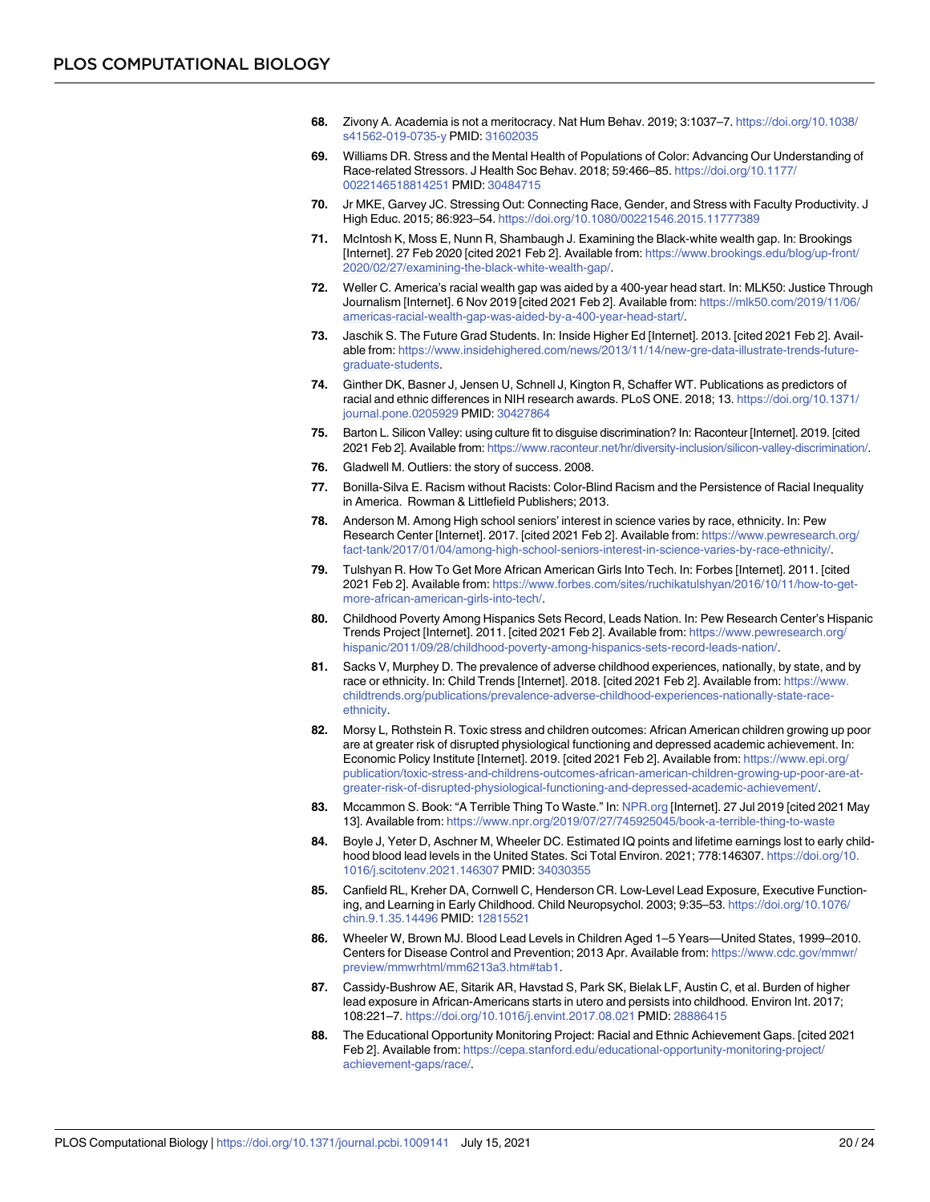68. Zivony A. Academia is not a meritocracy. Nat Hum Behav. 2019; 3:1037–7. https://doi.org/10.1038/s41562-019-0735-y PMID: 31602035

69. Williams DR. Stress and the Mental Health of Populations of Color: Advancing Our Understanding of Race-related Stressors. J Health Soc Behav. 2018; 59:466–85. https://doi.org/10.1177/0022146518814251 PMID: 30484715

70. Jr MKE, Garvey JC. Stressing Out: Connecting Race, Gender, and Stress with Faculty Productivity. J High Educ. 2015; 86:923–54. https://doi.org/10.1080/00221546.2015.11777389

71. McIntosh K, Moss E, Nunn R, Shambaugh J. Examining the Black-white wealth gap. In: Brookings [Internet]. 27 Feb 2020 [cited 2021 Feb 2]. Available from: https://www.brookings.edu/blog/up-front/2020/02/27/examining-the-black-white-wealth-gap/.

72. Weller C. America's racial wealth gap was aided by a 400-year head start. In: MLK50: Justice Through Journalism [Internet]. 6 Nov 2019 [cited 2021 Feb 2]. Available from: https://mlk50.com/2019/11/06/americas-racial-wealth-gap-was-aided-by-a-400-year-head-start/.

73. Jaschik S. The Future Grad Students. In: Inside Higher Ed [Internet]. 2013. [cited 2021 Feb 2]. Available from: https://www.insidehighered.com/news/2013/11/14/new-gre-data-illustrate-trends-future-graduate-students.

74. Ginther DK, Basner J, Jensen U, Schnell J, Kington R, Schaffer WT. Publications as predictors of racial and ethnic differences in NIH research awards. PLoS ONE. 2018; 13. https://doi.org/10.1371/journal.pone.0205929 PMID: 30427864

75. Barton L. Silicon Valley: using culture fit to disguise discrimination? In: Raconteur [Internet]. 2019. [cited 2021 Feb 2]. Available from: https://www.raconteur.net/hr/diversity-inclusion/silicon-valley-discrimination/.

76. Gladwell M. Outliers: the story of success. 2008.

77. Bonilla-Silva E. Racism without Racists: Color-Blind Racism and the Persistence of Racial Inequality in America. Rowman & Littlefield Publishers; 2013.

78. Anderson M. Among High school seniors' interest in science varies by race, ethnicity. In: Pew Research Center [Internet]. 2017. [cited 2021 Feb 2]. Available from: https://www.pewresearch.org/fact-tank/2017/01/04/among-high-school-seniors-interest-in-science-varies-by-race-ethnicity/.

79. Tulshyan R. How To Get More African American Girls Into Tech. In: Forbes [Internet]. 2011. [cited 2021 Feb 2]. Available from: https://www.forbes.com/sites/ruchikatulshyan/2016/10/11/how-to-get-more-african-american-girls-into-tech/.

80. Childhood Poverty Among Hispanics Sets Record, Leads Nation. In: Pew Research Center's Hispanic Trends Project [Internet]. 2011. [cited 2021 Feb 2]. Available from: https://www.pewresearch.org/hispanic/2011/09/28/childhood-poverty-among-hispanics-sets-record-leads-nation/.

81. Sacks V, Murphey D. The prevalence of adverse childhood experiences, nationally, by state, and by race or ethnicity. In: Child Trends [Internet]. 2018. [cited 2021 Feb 2]. Available from: https://www.childtrends.org/publications/prevalence-adverse-childhood-experiences-nationally-state-race-ethnicity.

82. Morsy L, Rothstein R. Toxic stress and children outcomes: African American children growing up poor are at greater risk of disrupted physiological functioning and depressed academic achievement. In: Economic Policy Institute [Internet]. 2019. [cited 2021 Feb 2]. Available from: https://www.epi.org/publication/toxic-stress-and-childrens-outcomes-african-american-children-growing-up-poor-are-at-greater-risk-of-disrupted-physiological-functioning-and-depressed-academic-achievement/.

83. Mccammon S. Book: "A Terrible Thing To Waste." In: NPR.org [Internet]. 27 Jul 2019 [cited 2021 May 13]. Available from: https://www.npr.org/2019/07/27/745925045/book-a-terrible-thing-to-waste

84. Boyle J, Yeter D, Aschner M, Wheeler DC. Estimated IQ points and lifetime earnings lost to early childhood blood lead levels in the United States. Sci Total Environ. 2021; 778:146307. https://doi.org/10.1016/j.scitotenv.2021.146307 PMID: 34030355

85. Canfield RL, Kreher DA, Cornwell C, Henderson CR. Low-Level Lead Exposure, Executive Functioning, and Learning in Early Childhood. Child Neuropsychol. 2003; 9:35–53. https://doi.org/10.1076/chin.9.1.35.14496 PMID: 12815521

86. Wheeler W, Brown MJ. Blood Lead Levels in Children Aged 1–5 Years—United States, 1999–2010. Centers for Disease Control and Prevention; 2013 Apr. Available from: https://www.cdc.gov/mmwr/preview/mmwrhtml/mm6213a3.htm#tab1.

87. Cassidy-Bushrow AE, Sitarik AR, Havstad S, Park SK, Bielak LF, Austin C, et al. Burden of higher lead exposure in African-Americans starts in utero and persists into childhood. Environ Int. 2017; 108:221–7. https://doi.org/10.1016/j.envint.2017.08.021 PMID: 28886415

88. The Educational Opportunity Monitoring Project: Racial and Ethnic Achievement Gaps. [cited 2021 Feb 2]. Available from: https://cepa.stanford.edu/educational-opportunity-monitoring-project/achievement-gaps/race/.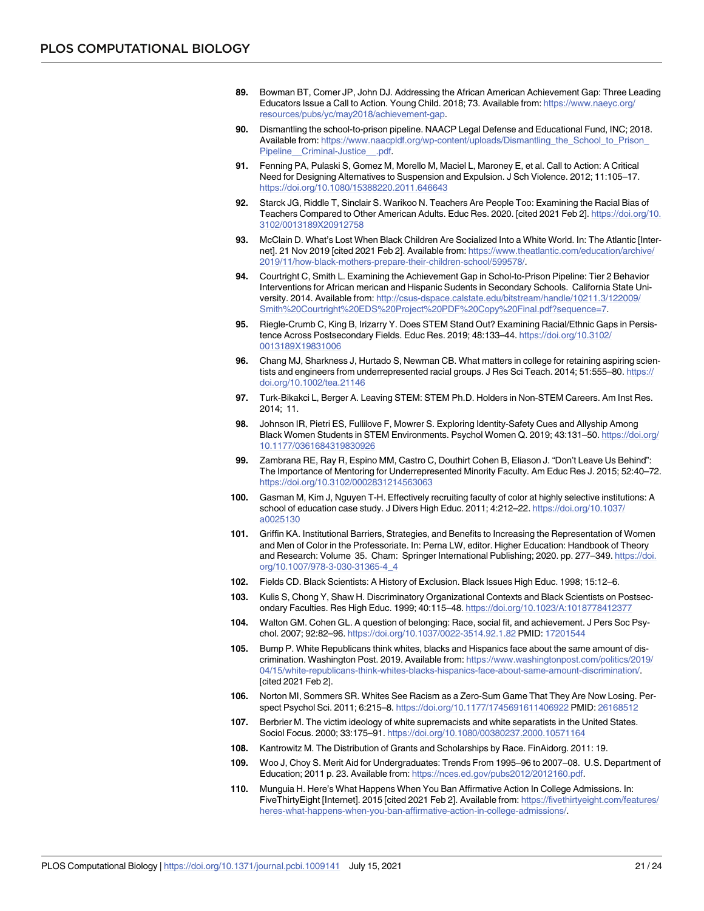89. Bowman BT, Comer JP, John DJ. Addressing the African American Achievement Gap: Three Leading Educators Issue a Call to Action. Young Child. 2018; 73. Available from: https://www.naeyc.org/resources/pubs/yc/may2018/achievement-gap.
90. Dismantling the school-to-prison pipeline. NAACP Legal Defense and Educational Fund, INC; 2018. Available from: https://www.naacpldf.org/wp-content/uploads/Dismantling_the_School_to_Prison_Pipeline__Criminal-Justice__.pdf.
91. Fenning PA, Pulaski S, Gomez M, Morello M, Maciel L, Maroney E, et al. Call to Action: A Critical Need for Designing Alternatives to Suspension and Expulsion. J Sch Violence. 2012; 11:105–17. https://doi.org/10.1080/15388220.2011.646643
92. Starck JG, Riddle T, Sinclair S. Warikoo N. Teachers Are People Too: Examining the Racial Bias of Teachers Compared to Other American Adults. Educ Res. 2020. [cited 2021 Feb 2]. https://doi.org/10.3102/0013189X20912758
93. McClain D. What's Lost When Black Children Are Socialized Into a White World. In: The Atlantic [Internet]. 21 Nov 2019 [cited 2021 Feb 2]. Available from: https://www.theatlantic.com/education/archive/2019/11/how-black-mothers-prepare-their-children-school/599578/.
94. Courtright C, Smith L. Examining the Achievement Gap in Schol-to-Prison Pipeline: Tier 2 Behavior Interventions for African merican and Hispanic Sudents in Secondary Schools. California State University. 2014. Available from: http://csus-dspace.calstate.edu/bitstream/handle/10211.3/122009/Smith%20Courtright%20EDS%20Project%20PDF%20Copy%20Final.pdf?sequence=7.
95. Riegle-Crumb C, King B, Irizarry Y. Does STEM Stand Out? Examining Racial/Ethnic Gaps in Persistence Across Postsecondary Fields. Educ Res. 2019; 48:133–44. https://doi.org/10.3102/0013189X19831006
96. Chang MJ, Sharkness J, Hurtado S, Newman CB. What matters in college for retaining aspiring scientists and engineers from underrepresented racial groups. J Res Sci Teach. 2014; 51:555–80. https://doi.org/10.1002/tea.21146
97. Turk-Bikakci L, Berger A. Leaving STEM: STEM Ph.D. Holders in Non-STEM Careers. Am Inst Res. 2014; 11.
98. Johnson IR, Pietri ES, Fullilove F, Mowrer S. Exploring Identity-Safety Cues and Allyship Among Black Women Students in STEM Environments. Psychol Women Q. 2019; 43:131–50. https://doi.org/10.1177/0361684319830926
99. Zambrana RE, Ray R, Espino MM, Castro C, Douthirt Cohen B, Eliason J. "Don't Leave Us Behind": The Importance of Mentoring for Underrepresented Minority Faculty. Am Educ Res J. 2015; 52:40–72. https://doi.org/10.3102/0002831214563063
100. Gasman M, Kim J, Nguyen T-H. Effectively recruiting faculty of color at highly selective institutions: A school of education case study. J Divers High Educ. 2011; 4:212–22. https://doi.org/10.1037/a0025130
101. Griffin KA. Institutional Barriers, Strategies, and Benefits to Increasing the Representation of Women and Men of Color in the Professoriate. In: Perna LW, editor. Higher Education: Handbook of Theory and Research: Volume 35. Cham: Springer International Publishing; 2020. pp. 277–349. https://doi.org/10.1007/978-3-030-31365-4_4
102. Fields CD. Black Scientists: A History of Exclusion. Black Issues High Educ. 1998; 15:12–6.
103. Kulis S, Chong Y, Shaw H. Discriminatory Organizational Contexts and Black Scientists on Postsecondary Faculties. Res High Educ. 1999; 40:115–48. https://doi.org/10.1023/A:1018778412377
104. Walton GM. Cohen GL. A question of belonging: Race, social fit, and achievement. J Pers Soc Psychol. 2007; 92:82–96. https://doi.org/10.1037/0022-3514.92.1.82 PMID: 17201544
105. Bump P. White Republicans think whites, blacks and Hispanics face about the same amount of discrimination. Washington Post. 2019. Available from: https://www.washingtonpost.com/politics/2019/04/15/white-republicans-think-whites-blacks-hispanics-face-about-same-amount-discrimination/. [cited 2021 Feb 2].
106. Norton MI, Sommers SR. Whites See Racism as a Zero-Sum Game That They Are Now Losing. Perspect Psychol Sci. 2011; 6:215–8. https://doi.org/10.1177/1745691611406922 PMID: 26168512
107. Berbrier M. The victim ideology of white supremacists and white separatists in the United States. Sociol Focus. 2000; 33:175–91. https://doi.org/10.1080/00380237.2000.10571164
108. Kantrowitz M. The Distribution of Grants and Scholarships by Race. FinAidorg. 2011: 19.
109. Woo J, Choy S. Merit Aid for Undergraduates: Trends From 1995–96 to 2007–08. U.S. Department of Education; 2011 p. 23. Available from: https://nces.ed.gov/pubs2012/2012160.pdf.
110. Munguia H. Here's What Happens When You Ban Affirmative Action In College Admissions. In: FiveThirtyEight [Internet]. 2015 [cited 2021 Feb 2]. Available from: https://fivethirtyeight.com/features/heres-what-happens-when-you-ban-affirmative-action-in-college-admissions/.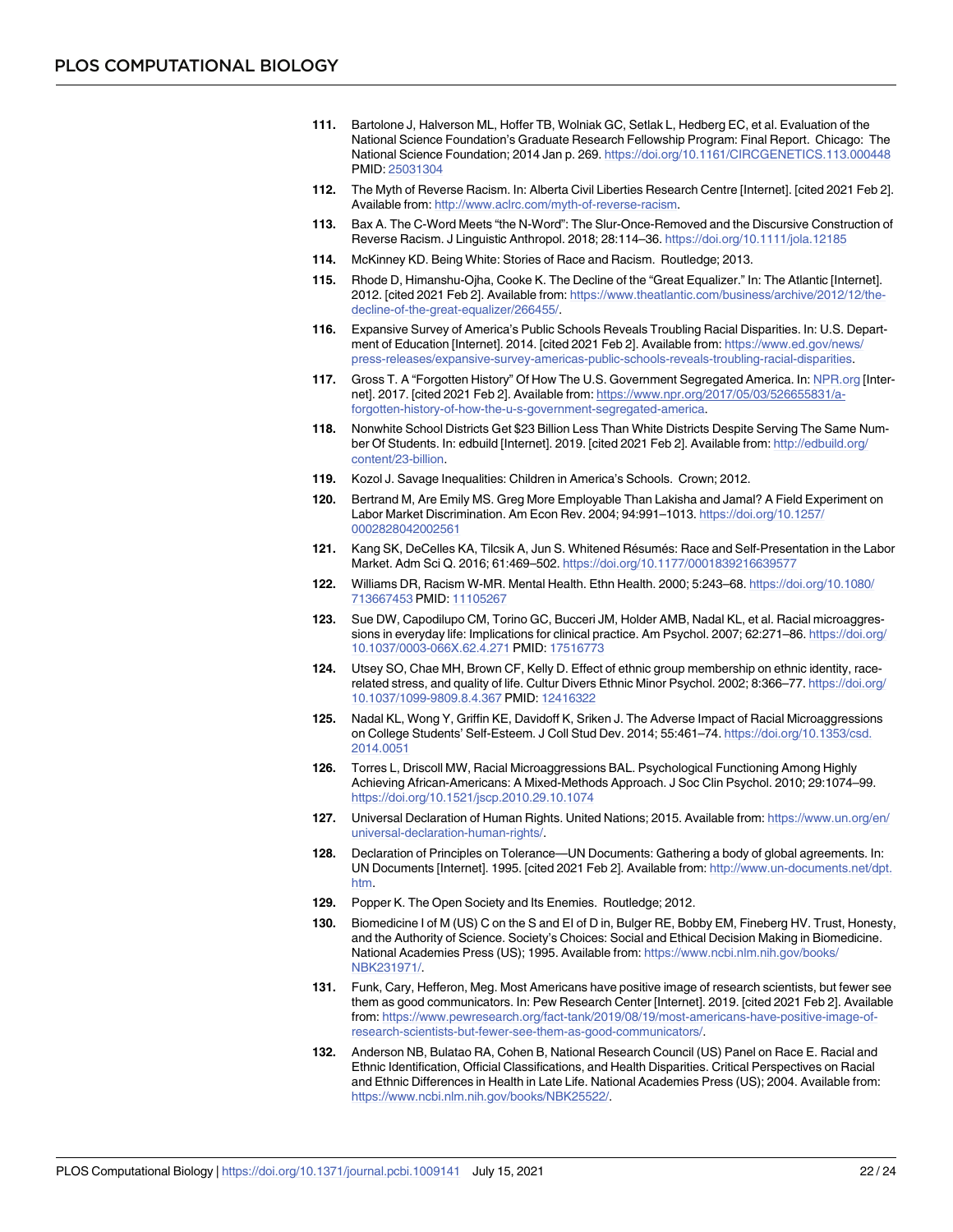111. Bartolone J, Halverson ML, Hoffer TB, Wolniak GC, Setlak L, Hedberg EC, et al. Evaluation of the National Science Foundation's Graduate Research Fellowship Program: Final Report. Chicago: The National Science Foundation; 2014 Jan p. 269. https://doi.org/10.1161/CIRCGENETICS.113.000448 PMID: 25031304

112. The Myth of Reverse Racism. In: Alberta Civil Liberties Research Centre [Internet]. [cited 2021 Feb 2]. Available from: http://www.aclrc.com/myth-of-reverse-racism.

113. Bax A. The C-Word Meets "the N-Word": The Slur-Once-Removed and the Discursive Construction of Reverse Racism. J Linguistic Anthropol. 2018; 28:114–36. https://doi.org/10.1111/jola.12185

114. McKinney KD. Being White: Stories of Race and Racism. Routledge; 2013.

115. Rhode D, Himanshu-Ojha, Cooke K. The Decline of the "Great Equalizer." In: The Atlantic [Internet]. 2012. [cited 2021 Feb 2]. Available from: https://www.theatlantic.com/business/archive/2012/12/the-decline-of-the-great-equalizer/266455/.

116. Expansive Survey of America's Public Schools Reveals Troubling Racial Disparities. In: U.S. Department of Education [Internet]. 2014. [cited 2021 Feb 2]. Available from: https://www.ed.gov/news/press-releases/expansive-survey-americas-public-schools-reveals-troubling-racial-disparities.

117. Gross T. A "Forgotten History" Of How The U.S. Government Segregated America. In: NPR.org [Internet]. 2017. [cited 2021 Feb 2]. Available from: https://www.npr.org/2017/05/03/526655831/a-forgotten-history-of-how-the-u-s-government-segregated-america.

118. Nonwhite School Districts Get $23 Billion Less Than White Districts Despite Serving The Same Number Of Students. In: edbuild [Internet]. 2019. [cited 2021 Feb 2]. Available from: http://edbuild.org/content/23-billion.

119. Kozol J. Savage Inequalities: Children in America's Schools. Crown; 2012.

120. Bertrand M, Are Emily MS. Greg More Employable Than Lakisha and Jamal? A Field Experiment on Labor Market Discrimination. Am Econ Rev. 2004; 94:991–1013. https://doi.org/10.1257/0002828042002561

121. Kang SK, DeCelles KA, Tilcsik A, Jun S. Whitened Résumés: Race and Self-Presentation in the Labor Market. Adm Sci Q. 2016; 61:469–502. https://doi.org/10.1177/0001839216639577

122. Williams DR, Racism W-MR. Mental Health. Ethn Health. 2000; 5:243–68. https://doi.org/10.1080/713667453 PMID: 11105267

123. Sue DW, Capodilupo CM, Torino GC, Bucceri JM, Holder AMB, Nadal KL, et al. Racial microaggressions in everyday life: Implications for clinical practice. Am Psychol. 2007; 62:271–86. https://doi.org/10.1037/0003-066X.62.4.271 PMID: 17516773

124. Utsey SO, Chae MH, Brown CF, Kelly D. Effect of ethnic group membership on ethnic identity, race-related stress, and quality of life. Cultur Divers Ethnic Minor Psychol. 2002; 8:366–77. https://doi.org/10.1037/1099-9809.8.4.367 PMID: 12416322

125. Nadal KL, Wong Y, Griffin KE, Davidoff K, Sriken J. The Adverse Impact of Racial Microaggressions on College Students' Self-Esteem. J Coll Stud Dev. 2014; 55:461–74. https://doi.org/10.1353/csd.2014.0051

126. Torres L, Driscoll MW, Racial Microaggressions BAL. Psychological Functioning Among Highly Achieving African-Americans: A Mixed-Methods Approach. J Soc Clin Psychol. 2010; 29:1074–99. https://doi.org/10.1521/jscp.2010.29.10.1074

127. Universal Declaration of Human Rights. United Nations; 2015. Available from: https://www.un.org/en/universal-declaration-human-rights/.

128. Declaration of Principles on Tolerance—UN Documents: Gathering a body of global agreements. In: UN Documents [Internet]. 1995. [cited 2021 Feb 2]. Available from: http://www.un-documents.net/dpt.htm.

129. Popper K. The Open Society and Its Enemies. Routledge; 2012.

130. Biomedicine I of M (US) C on the S and EI of D in, Bulger RE, Bobby EM, Fineberg HV. Trust, Honesty, and the Authority of Science. Society's Choices: Social and Ethical Decision Making in Biomedicine. National Academies Press (US); 1995. Available from: https://www.ncbi.nlm.nih.gov/books/NBK231971/.

131. Funk, Cary, Hefferon, Meg. Most Americans have positive image of research scientists, but fewer see them as good communicators. In: Pew Research Center [Internet]. 2019. [cited 2021 Feb 2]. Available from: https://www.pewresearch.org/fact-tank/2019/08/19/most-americans-have-positive-image-of-research-scientists-but-fewer-see-them-as-good-communicators/.

132. Anderson NB, Bulatao RA, Cohen B, National Research Council (US) Panel on Race E. Racial and Ethnic Identification, Official Classifications, and Health Disparities. Critical Perspectives on Racial and Ethnic Differences in Health in Late Life. National Academies Press (US); 2004. Available from: https://www.ncbi.nlm.nih.gov/books/NBK25522/.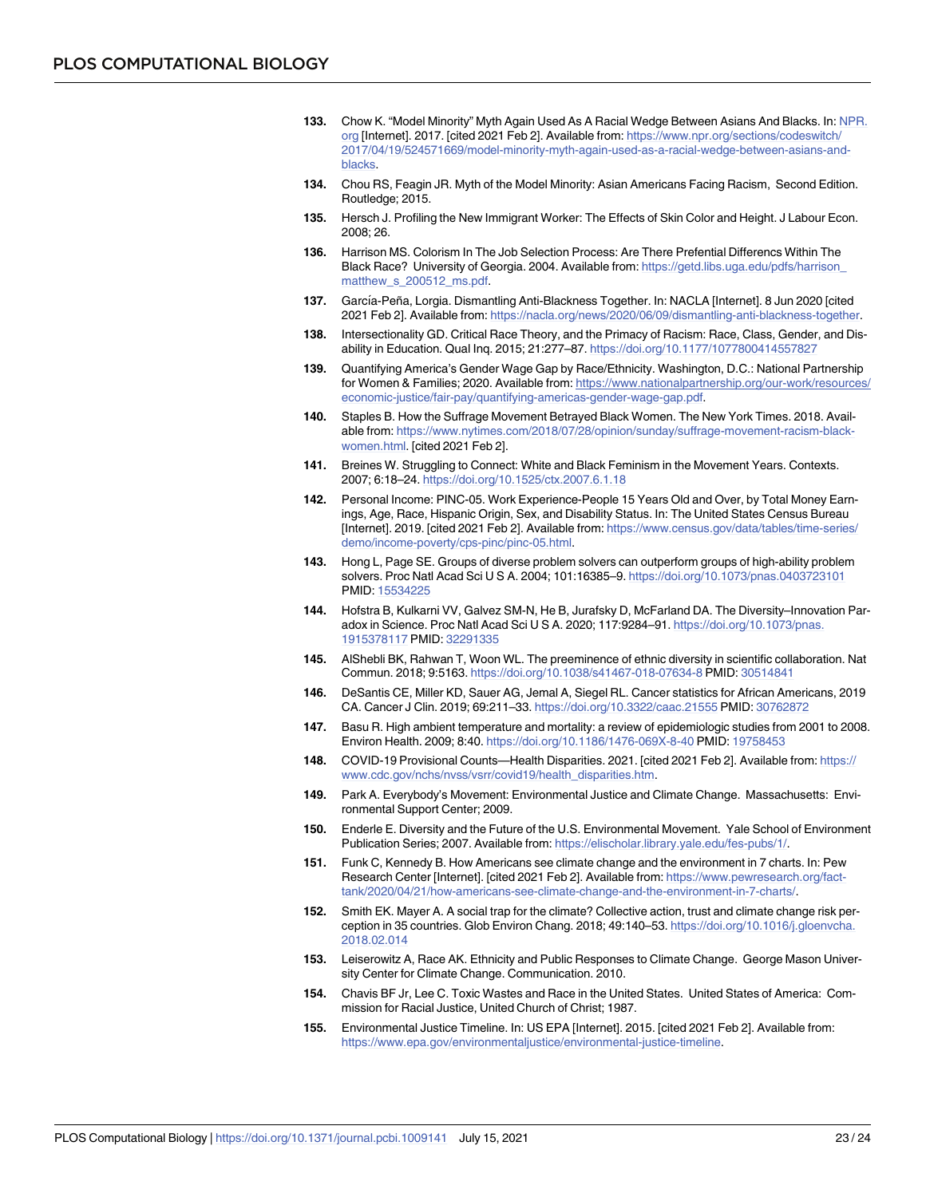133. Chow K. "Model Minority" Myth Again Used As A Racial Wedge Between Asians And Blacks. In: NPR.org [Internet]. 2017. [cited 2021 Feb 2]. Available from: https://www.npr.org/sections/codeswitch/2017/04/19/524571669/model-minority-myth-again-used-as-a-racial-wedge-between-asians-and-blacks.

134. Chou RS, Feagin JR. Myth of the Model Minority: Asian Americans Facing Racism, Second Edition. Routledge; 2015.

135. Hersch J. Profiling the New Immigrant Worker: The Effects of Skin Color and Height. J Labour Econ. 2008; 26.

136. Harrison MS. Colorism In The Job Selection Process: Are There Prefential Differencs Within The Black Race? University of Georgia. 2004. Available from: https://getd.libs.uga.edu/pdfs/harrison_matthew_s_200512_ms.pdf.

137. García-Peña, Lorgia. Dismantling Anti-Blackness Together. In: NACLA [Internet]. 8 Jun 2020 [cited 2021 Feb 2]. Available from: https://nacla.org/news/2020/06/09/dismantling-anti-blackness-together.

138. Intersectionality GD. Critical Race Theory, and the Primacy of Racism: Race, Class, Gender, and Disability in Education. Qual Inq. 2015; 21:277–87. https://doi.org/10.1177/1077800414557827

139. Quantifying America's Gender Wage Gap by Race/Ethnicity. Washington, D.C.: National Partnership for Women & Families; 2020. Available from: https://www.nationalpartnership.org/our-work/resources/economic-justice/fair-pay/quantifying-americas-gender-wage-gap.pdf.

140. Staples B. How the Suffrage Movement Betrayed Black Women. The New York Times. 2018. Available from: https://www.nytimes.com/2018/07/28/opinion/sunday/suffrage-movement-racism-black-women.html. [cited 2021 Feb 2].

141. Breines W. Struggling to Connect: White and Black Feminism in the Movement Years. Contexts. 2007; 6:18–24. https://doi.org/10.1525/ctx.2007.6.1.18

142. Personal Income: PINC-05. Work Experience-People 15 Years Old and Over, by Total Money Earnings, Age, Race, Hispanic Origin, Sex, and Disability Status. In: The United States Census Bureau [Internet]. 2019. [cited 2021 Feb 2]. Available from: https://www.census.gov/data/tables/time-series/demo/income-poverty/cps-pinc/pinc-05.html.

143. Hong L, Page SE. Groups of diverse problem solvers can outperform groups of high-ability problem solvers. Proc Natl Acad Sci U S A. 2004; 101:16385–9. https://doi.org/10.1073/pnas.0403723101 PMID: 15534225

144. Hofstra B, Kulkarni VV, Galvez SM-N, He B, Jurafsky D, McFarland DA. The Diversity–Innovation Paradox in Science. Proc Natl Acad Sci U S A. 2020; 117:9284–91. https://doi.org/10.1073/pnas.1915378117 PMID: 32291335

145. AlShebli BK, Rahwan T, Woon WL. The preeminence of ethnic diversity in scientific collaboration. Nat Commun. 2018; 9:5163. https://doi.org/10.1038/s41467-018-07634-8 PMID: 30514841

146. DeSantis CE, Miller KD, Sauer AG, Jemal A, Siegel RL. Cancer statistics for African Americans, 2019 CA. Cancer J Clin. 2019; 69:211–33. https://doi.org/10.3322/caac.21555 PMID: 30762872

147. Basu R. High ambient temperature and mortality: a review of epidemiologic studies from 2001 to 2008. Environ Health. 2009; 8:40. https://doi.org/10.1186/1476-069X-8-40 PMID: 19758453

148. COVID-19 Provisional Counts—Health Disparities. 2021. [cited 2021 Feb 2]. Available from: https://www.cdc.gov/nchs/nvss/vsrr/covid19/health_disparities.htm.

149. Park A. Everybody's Movement: Environmental Justice and Climate Change. Massachusetts: Environmental Support Center; 2009.

150. Enderle E. Diversity and the Future of the U.S. Environmental Movement. Yale School of Environment Publication Series; 2007. Available from: https://elischolar.library.yale.edu/fes-pubs/1/.

151. Funk C, Kennedy B. How Americans see climate change and the environment in 7 charts. In: Pew Research Center [Internet]. [cited 2021 Feb 2]. Available from: https://www.pewresearch.org/fact-tank/2020/04/21/how-americans-see-climate-change-and-the-environment-in-7-charts/.

152. Smith EK. Mayer A. A social trap for the climate? Collective action, trust and climate change risk perception in 35 countries. Glob Environ Chang. 2018; 49:140–53. https://doi.org/10.1016/j.gloenvcha.2018.02.014

153. Leiserowitz A, Race AK. Ethnicity and Public Responses to Climate Change. George Mason University Center for Climate Change. Communication. 2010.

154. Chavis BF Jr, Lee C. Toxic Wastes and Race in the United States. United States of America: Commission for Racial Justice, United Church of Christ; 1987.

155. Environmental Justice Timeline. In: US EPA [Internet]. 2015. [cited 2021 Feb 2]. Available from: https://www.epa.gov/environmentaljustice/environmental-justice-timeline.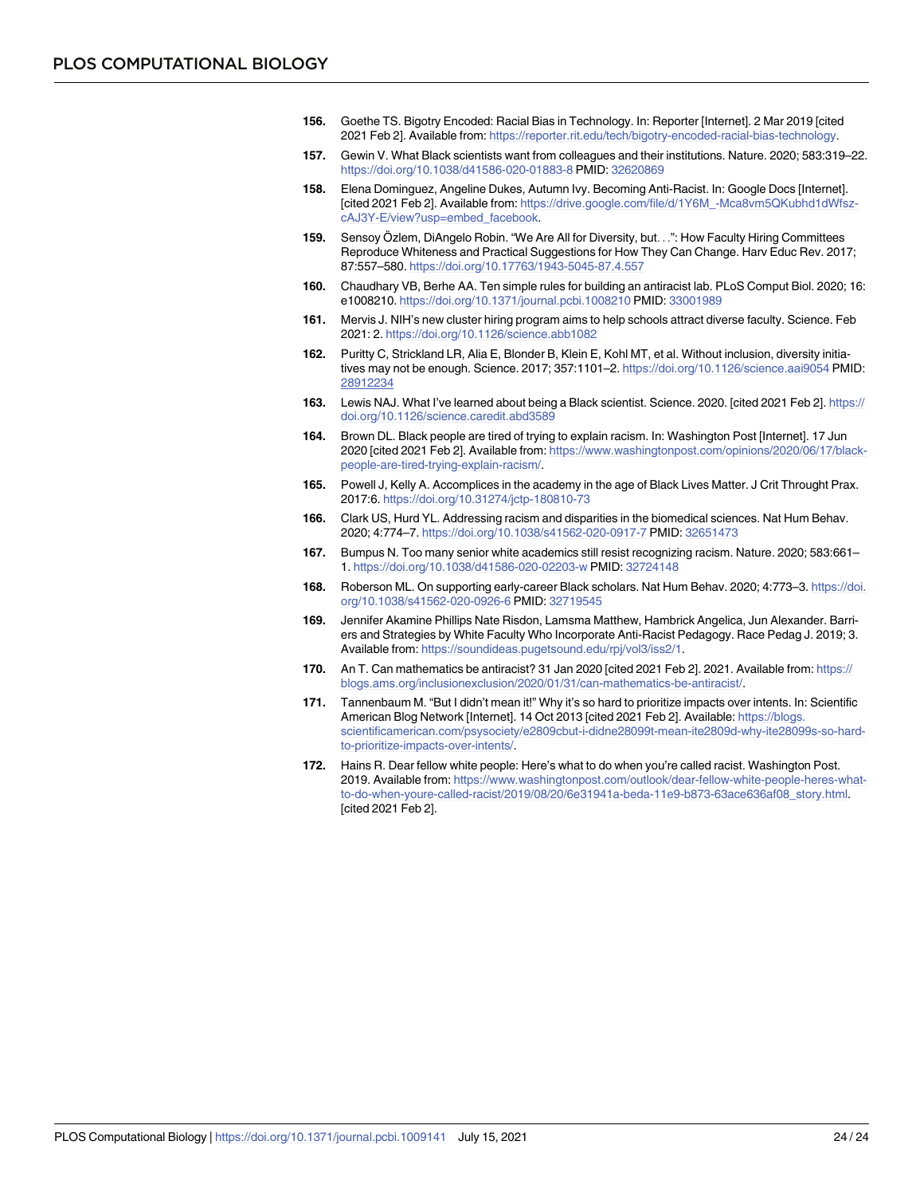156. Goethe TS. Bigotry Encoded: Racial Bias in Technology. In: Reporter [Internet]. 2 Mar 2019 [cited 2021 Feb 2]. Available from: https://reporter.rit.edu/tech/bigotry-encoded-racial-bias-technology.

157. Gewin V. What Black scientists want from colleagues and their institutions. Nature. 2020; 583:319–22. https://doi.org/10.1038/d41586-020-01883-8 PMID: 32620869

158. Elena Dominguez, Angeline Dukes, Autumn Ivy. Becoming Anti-Racist. In: Google Docs [Internet]. [cited 2021 Feb 2]. Available from: https://drive.google.com/file/d/1Y6M_-Mca8vm5QKubhd1dWfsz-cAJ3Y-E/view?usp=embed_facebook.

159. Sensoy Özlem, DiAngelo Robin. "We Are All for Diversity, but. . .": How Faculty Hiring Committees Reproduce Whiteness and Practical Suggestions for How They Can Change. Harv Educ Rev. 2017; 87:557–580. https://doi.org/10.17763/1943-5045-87.4.557

160. Chaudhary VB, Berhe AA. Ten simple rules for building an antiracist lab. PLoS Comput Biol. 2020; 16: e1008210. https://doi.org/10.1371/journal.pcbi.1008210 PMID: 33001989

161. Mervis J. NIH's new cluster hiring program aims to help schools attract diverse faculty. Science. Feb 2021: 2. https://doi.org/10.1126/science.abb1082

162. Puritty C, Strickland LR, Alia E, Blonder B, Klein E, Kohl MT, et al. Without inclusion, diversity initiatives may not be enough. Science. 2017; 357:1101–2. https://doi.org/10.1126/science.aai9054 PMID: 28912234

163. Lewis NAJ. What I've learned about being a Black scientist. Science. 2020. [cited 2021 Feb 2]. https://doi.org/10.1126/science.caredit.abd3589

164. Brown DL. Black people are tired of trying to explain racism. In: Washington Post [Internet]. 17 Jun 2020 [cited 2021 Feb 2]. Available from: https://www.washingtonpost.com/opinions/2020/06/17/black-people-are-tired-trying-explain-racism/.

165. Powell J, Kelly A. Accomplices in the academy in the age of Black Lives Matter. J Crit Throught Prax. 2017:6. https://doi.org/10.31274/jctp-180810-73

166. Clark US, Hurd YL. Addressing racism and disparities in the biomedical sciences. Nat Hum Behav. 2020; 4:774–7. https://doi.org/10.1038/s41562-020-0917-7 PMID: 32651473

167. Bumpus N. Too many senior white academics still resist recognizing racism. Nature. 2020; 583:661–1. https://doi.org/10.1038/d41586-020-02203-w PMID: 32724148

168. Roberson ML. On supporting early-career Black scholars. Nat Hum Behav. 2020; 4:773–3. https://doi.org/10.1038/s41562-020-0926-6 PMID: 32719545

169. Jennifer Akamine Phillips Nate Risdon, Lamsma Matthew, Hambrick Angelica, Jun Alexander. Barriers and Strategies by White Faculty Who Incorporate Anti-Racist Pedagogy. Race Pedag J. 2019; 3. Available from: https://soundideas.pugetsound.edu/rpj/vol3/iss2/1.

170. An T. Can mathematics be antiracist? 31 Jan 2020 [cited 2021 Feb 2]. 2021. Available from: https://blogs.ams.org/inclusionexclusion/2020/01/31/can-mathematics-be-antiracist/.

171. Tannenbaum M. "But I didn't mean it!" Why it's so hard to prioritize impacts over intents. In: Scientific American Blog Network [Internet]. 14 Oct 2013 [cited 2021 Feb 2]. Available: https://blogs.scientificamerican.com/psysociety/e2809cbut-i-didne28099t-mean-ite2809d-why-ite28099s-so-hard-to-prioritize-impacts-over-intents/.

172. Hains R. Dear fellow white people: Here's what to do when you're called racist. Washington Post. 2019. Available from: https://www.washingtonpost.com/outlook/dear-fellow-white-people-heres-what-to-do-when-youre-called-racist/2019/08/20/6e31941a-beda-11e9-b873-63ace636af08_story.html. [cited 2021 Feb 2].